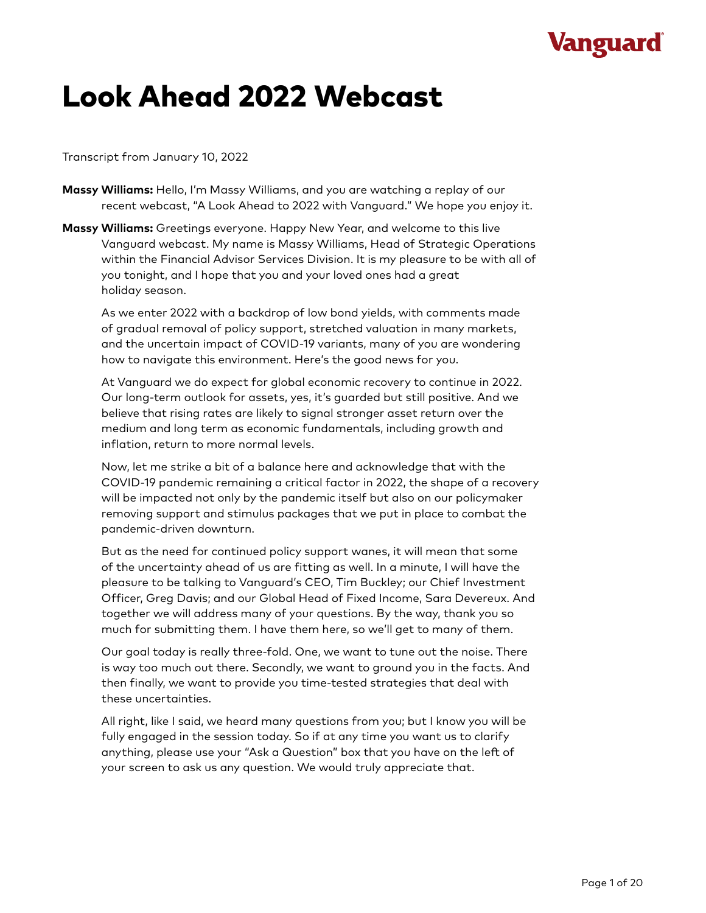# Look Ahead 2022 Webcast

Transcript from January 10, 2022

**Massy Williams:** Hello, I'm Massy Williams, and you are watching a replay of our recent webcast, "A Look Ahead to 2022 with Vanguard." We hope you enjoy it.

**Massy Williams:** Greetings everyone. Happy New Year, and welcome to this live Vanguard webcast. My name is Massy Williams, Head of Strategic Operations within the Financial Advisor Services Division. It is my pleasure to be with all of you tonight, and I hope that you and your loved ones had a great holiday season.

As we enter 2022 with a backdrop of low bond yields, with comments made of gradual removal of policy support, stretched valuation in many markets, and the uncertain impact of COVID-19 variants, many of you are wondering how to navigate this environment. Here's the good news for you.

At Vanguard we do expect for global economic recovery to continue in 2022. Our long-term outlook for assets, yes, it's guarded but still positive. And we believe that rising rates are likely to signal stronger asset return over the medium and long term as economic fundamentals, including growth and inflation, return to more normal levels.

Now, let me strike a bit of a balance here and acknowledge that with the COVID-19 pandemic remaining a critical factor in 2022, the shape of a recovery will be impacted not only by the pandemic itself but also on our policymaker removing support and stimulus packages that we put in place to combat the pandemic-driven downturn.

But as the need for continued policy support wanes, it will mean that some of the uncertainty ahead of us are fitting as well. In a minute, I will have the pleasure to be talking to Vanguard's CEO, Tim Buckley; our Chief Investment Officer, Greg Davis; and our Global Head of Fixed Income, Sara Devereux. And together we will address many of your questions. By the way, thank you so much for submitting them. I have them here, so we'll get to many of them.

Our goal today is really three-fold. One, we want to tune out the noise. There is way too much out there. Secondly, we want to ground you in the facts. And then finally, we want to provide you time-tested strategies that deal with these uncertainties.

All right, like I said, we heard many questions from you; but I know you will be fully engaged in the session today. So if at any time you want us to clarify anything, please use your "Ask a Question" box that you have on the left of your screen to ask us any question. We would truly appreciate that.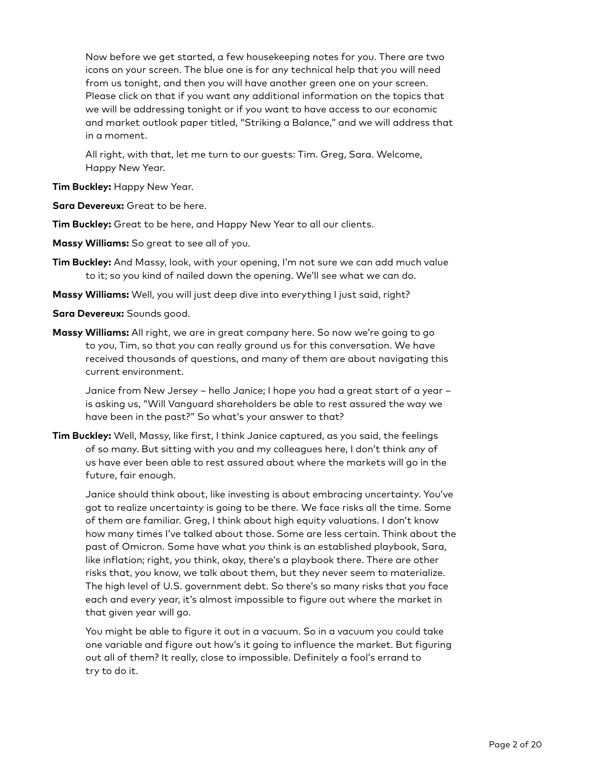Now before we get started, a few housekeeping notes for you. There are two icons on your screen. The blue one is for any technical help that you will need from us tonight, and then you will have another green one on your screen. Please click on that if you want any additional information on the topics that we will be addressing tonight or if you want to have access to our economic and market outlook paper titled, "Striking a Balance," and we will address that in a moment.

All right, with that, let me turn to our guests: Tim. Greg, Sara. Welcome, Happy New Year.

**Tim Buckley:** Happy New Year.

**Sara Devereux:** Great to be here.

**Tim Buckley:** Great to be here, and Happy New Year to all our clients.

**Massy Williams:** So great to see all of you.

**Tim Buckley:** And Massy, look, with your opening, I'm not sure we can add much value to it; so you kind of nailed down the opening. We'll see what we can do.

**Massy Williams:** Well, you will just deep dive into everything I just said, right?

**Sara Devereux:** Sounds good.

**Massy Williams:** All right, we are in great company here. So now we're going to go to you, Tim, so that you can really ground us for this conversation. We have received thousands of questions, and many of them are about navigating this current environment.

Janice from New Jersey – hello Janice; I hope you had a great start of a year – is asking us, "Will Vanguard shareholders be able to rest assured the way we have been in the past?" So what's your answer to that?

**Tim Buckley:** Well, Massy, like first, I think Janice captured, as you said, the feelings of so many. But sitting with you and my colleagues here, I don't think any of us have ever been able to rest assured about where the markets will go in the future, fair enough.

Janice should think about, like investing is about embracing uncertainty. You've got to realize uncertainty is going to be there. We face risks all the time. Some of them are familiar. Greg, I think about high equity valuations. I don't know how many times I've talked about those. Some are less certain. Think about the past of Omicron. Some have what you think is an established playbook, Sara, like inflation; right, you think, okay, there's a playbook there. There are other risks that, you know, we talk about them, but they never seem to materialize. The high level of U.S. government debt. So there's so many risks that you face each and every year, it's almost impossible to figure out where the market in that given year will go.

You might be able to figure it out in a vacuum. So in a vacuum you could take one variable and figure out how's it going to influence the market. But figuring out all of them? It really, close to impossible. Definitely a fool's errand to try to do it.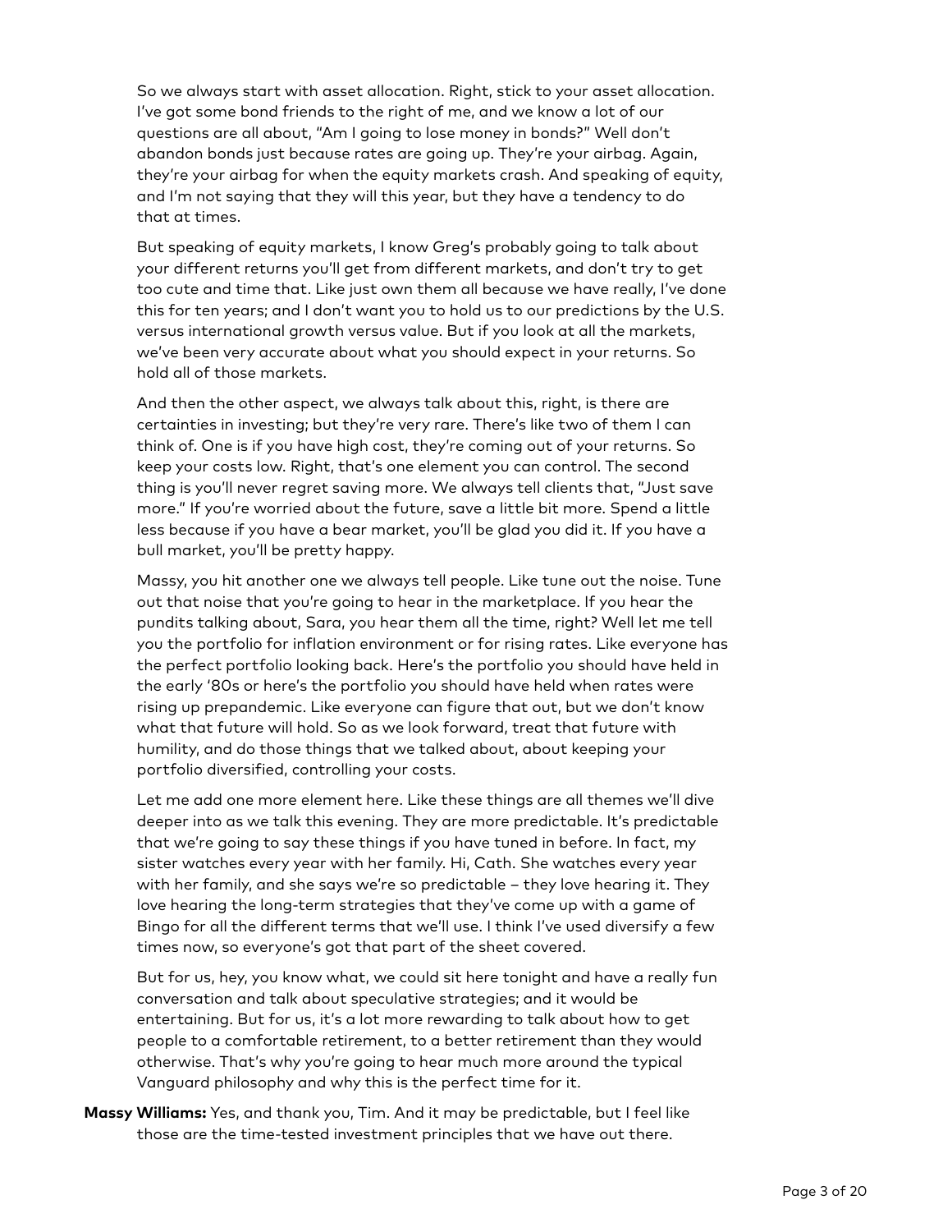So we always start with asset allocation. Right, stick to your asset allocation. I've got some bond friends to the right of me, and we know a lot of our questions are all about, "Am I going to lose money in bonds?" Well don't abandon bonds just because rates are going up. They're your airbag. Again, they're your airbag for when the equity markets crash. And speaking of equity, and I'm not saying that they will this year, but they have a tendency to do that at times.

But speaking of equity markets, I know Greg's probably going to talk about your different returns you'll get from different markets, and don't try to get too cute and time that. Like just own them all because we have really, I've done this for ten years; and I don't want you to hold us to our predictions by the U.S. versus international growth versus value. But if you look at all the markets, we've been very accurate about what you should expect in your returns. So hold all of those markets.

And then the other aspect, we always talk about this, right, is there are certainties in investing; but they're very rare. There's like two of them I can think of. One is if you have high cost, they're coming out of your returns. So keep your costs low. Right, that's one element you can control. The second thing is you'll never regret saving more. We always tell clients that, "Just save more." If you're worried about the future, save a little bit more. Spend a little less because if you have a bear market, you'll be glad you did it. If you have a bull market, you'll be pretty happy.

Massy, you hit another one we always tell people. Like tune out the noise. Tune out that noise that you're going to hear in the marketplace. If you hear the pundits talking about, Sara, you hear them all the time, right? Well let me tell you the portfolio for inflation environment or for rising rates. Like everyone has the perfect portfolio looking back. Here's the portfolio you should have held in the early '80s or here's the portfolio you should have held when rates were rising up prepandemic. Like everyone can figure that out, but we don't know what that future will hold. So as we look forward, treat that future with humility, and do those things that we talked about, about keeping your portfolio diversified, controlling your costs.

Let me add one more element here. Like these things are all themes we'll dive deeper into as we talk this evening. They are more predictable. It's predictable that we're going to say these things if you have tuned in before. In fact, my sister watches every year with her family. Hi, Cath. She watches every year with her family, and she says we're so predictable – they love hearing it. They love hearing the long-term strategies that they've come up with a game of Bingo for all the different terms that we'll use. I think I've used diversify a few times now, so everyone's got that part of the sheet covered.

But for us, hey, you know what, we could sit here tonight and have a really fun conversation and talk about speculative strategies; and it would be entertaining. But for us, it's a lot more rewarding to talk about how to get people to a comfortable retirement, to a better retirement than they would otherwise. That's why you're going to hear much more around the typical Vanguard philosophy and why this is the perfect time for it.

**Massy Williams:** Yes, and thank you, Tim. And it may be predictable, but I feel like those are the time-tested investment principles that we have out there.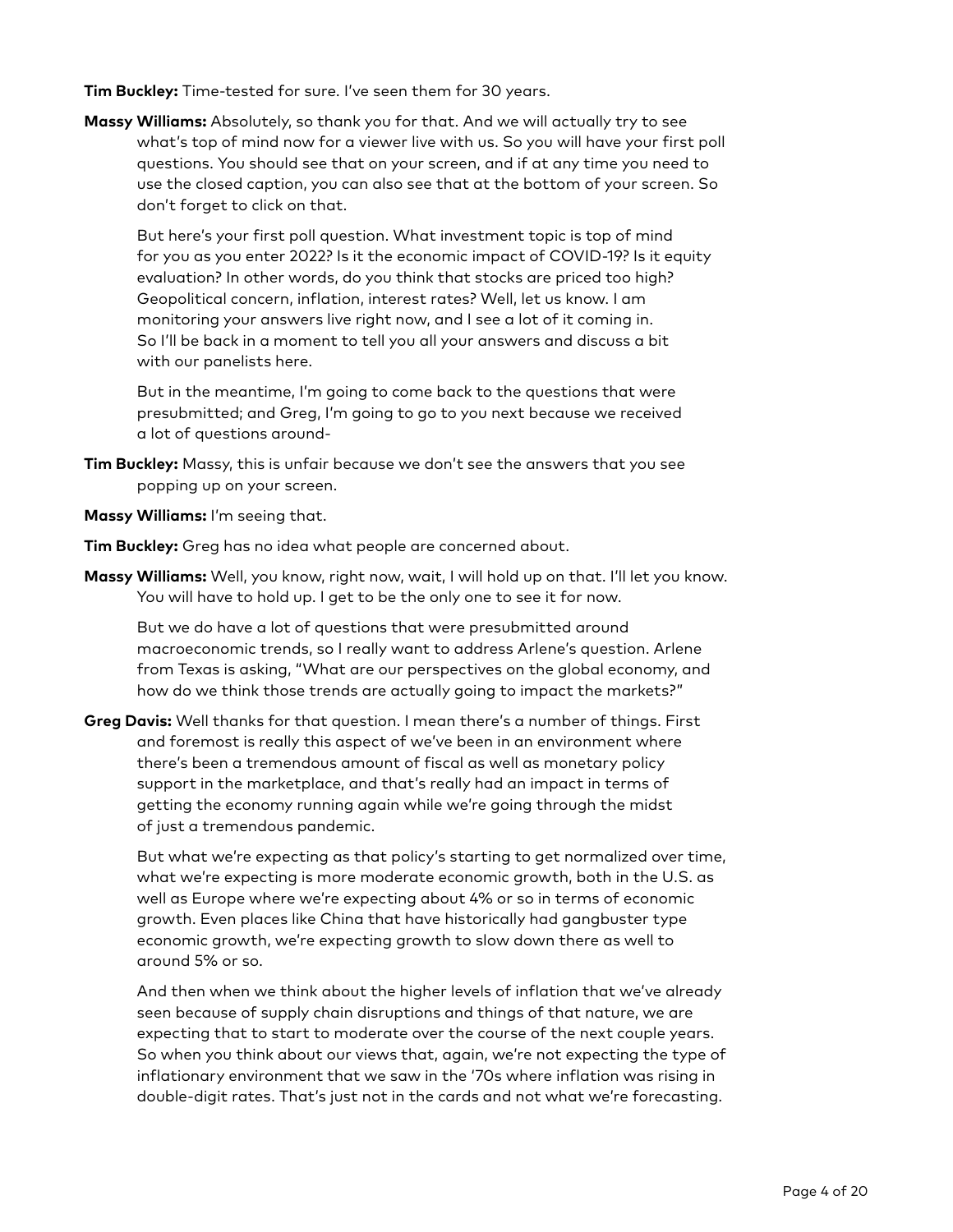**Tim Buckley:** Time-tested for sure. I've seen them for 30 years.

**Massy Williams:** Absolutely, so thank you for that. And we will actually try to see what's top of mind now for a viewer live with us. So you will have your first poll questions. You should see that on your screen, and if at any time you need to use the closed caption, you can also see that at the bottom of your screen. So don't forget to click on that.

But here's your first poll question. What investment topic is top of mind for you as you enter 2022? Is it the economic impact of COVID-19? Is it equity evaluation? In other words, do you think that stocks are priced too high? Geopolitical concern, inflation, interest rates? Well, let us know. I am monitoring your answers live right now, and I see a lot of it coming in. So I'll be back in a moment to tell you all your answers and discuss a bit with our panelists here.

But in the meantime, I'm going to come back to the questions that were presubmitted; and Greg, I'm going to go to you next because we received a lot of questions around-

**Tim Buckley:** Massy, this is unfair because we don't see the answers that you see popping up on your screen.

**Massy Williams:** I'm seeing that.

**Tim Buckley:** Greg has no idea what people are concerned about.

**Massy Williams:** Well, you know, right now, wait, I will hold up on that. I'll let you know. You will have to hold up. I get to be the only one to see it for now.

But we do have a lot of questions that were presubmitted around macroeconomic trends, so I really want to address Arlene's question. Arlene from Texas is asking, "What are our perspectives on the global economy, and how do we think those trends are actually going to impact the markets?"

**Greg Davis:** Well thanks for that question. I mean there's a number of things. First and foremost is really this aspect of we've been in an environment where there's been a tremendous amount of fiscal as well as monetary policy support in the marketplace, and that's really had an impact in terms of getting the economy running again while we're going through the midst of just a tremendous pandemic.

But what we're expecting as that policy's starting to get normalized over time, what we're expecting is more moderate economic growth, both in the U.S. as well as Europe where we're expecting about 4% or so in terms of economic growth. Even places like China that have historically had gangbuster type economic growth, we're expecting growth to slow down there as well to around 5% or so.

And then when we think about the higher levels of inflation that we've already seen because of supply chain disruptions and things of that nature, we are expecting that to start to moderate over the course of the next couple years. So when you think about our views that, again, we're not expecting the type of inflationary environment that we saw in the '70s where inflation was rising in double-digit rates. That's just not in the cards and not what we're forecasting.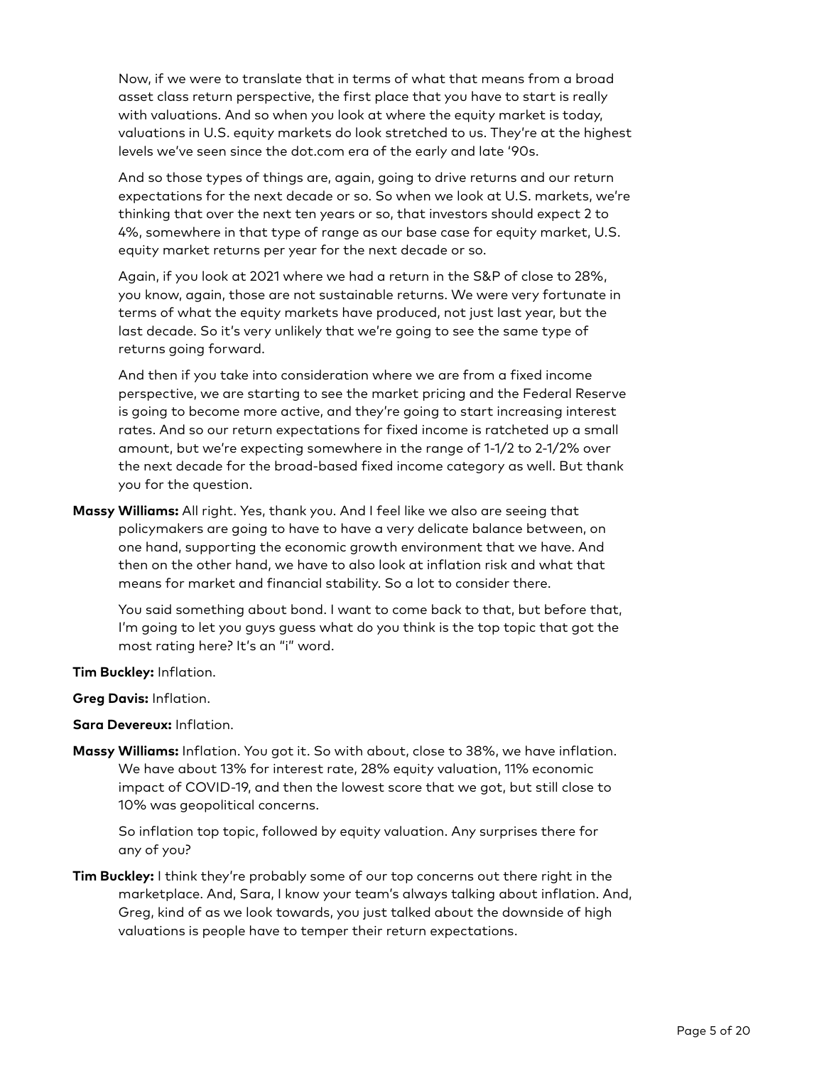Now, if we were to translate that in terms of what that means from a broad asset class return perspective, the first place that you have to start is really with valuations. And so when you look at where the equity market is today, valuations in U.S. equity markets do look stretched to us. They're at the highest levels we've seen since the dot.com era of the early and late '90s.

And so those types of things are, again, going to drive returns and our return expectations for the next decade or so. So when we look at U.S. markets, we're thinking that over the next ten years or so, that investors should expect 2 to 4%, somewhere in that type of range as our base case for equity market, U.S. equity market returns per year for the next decade or so.

Again, if you look at 2021 where we had a return in the S&P of close to 28%, you know, again, those are not sustainable returns. We were very fortunate in terms of what the equity markets have produced, not just last year, but the last decade. So it's very unlikely that we're going to see the same type of returns going forward.

And then if you take into consideration where we are from a fixed income perspective, we are starting to see the market pricing and the Federal Reserve is going to become more active, and they're going to start increasing interest rates. And so our return expectations for fixed income is ratcheted up a small amount, but we're expecting somewhere in the range of 1-1/2 to 2-1/2% over the next decade for the broad-based fixed income category as well. But thank you for the question.

**Massy Williams:** All right. Yes, thank you. And I feel like we also are seeing that policymakers are going to have to have a very delicate balance between, on one hand, supporting the economic growth environment that we have. And then on the other hand, we have to also look at inflation risk and what that means for market and financial stability. So a lot to consider there.

You said something about bond. I want to come back to that, but before that, I'm going to let you guys guess what do you think is the top topic that got the most rating here? It's an "i" word.

**Tim Buckley:** Inflation.

**Greg Davis:** Inflation.

**Sara Devereux:** Inflation.

**Massy Williams:** Inflation. You got it. So with about, close to 38%, we have inflation. We have about 13% for interest rate, 28% equity valuation, 11% economic impact of COVID-19, and then the lowest score that we got, but still close to 10% was geopolitical concerns.

So inflation top topic, followed by equity valuation. Any surprises there for any of you?

**Tim Buckley:** I think they're probably some of our top concerns out there right in the marketplace. And, Sara, I know your team's always talking about inflation. And, Greg, kind of as we look towards, you just talked about the downside of high valuations is people have to temper their return expectations.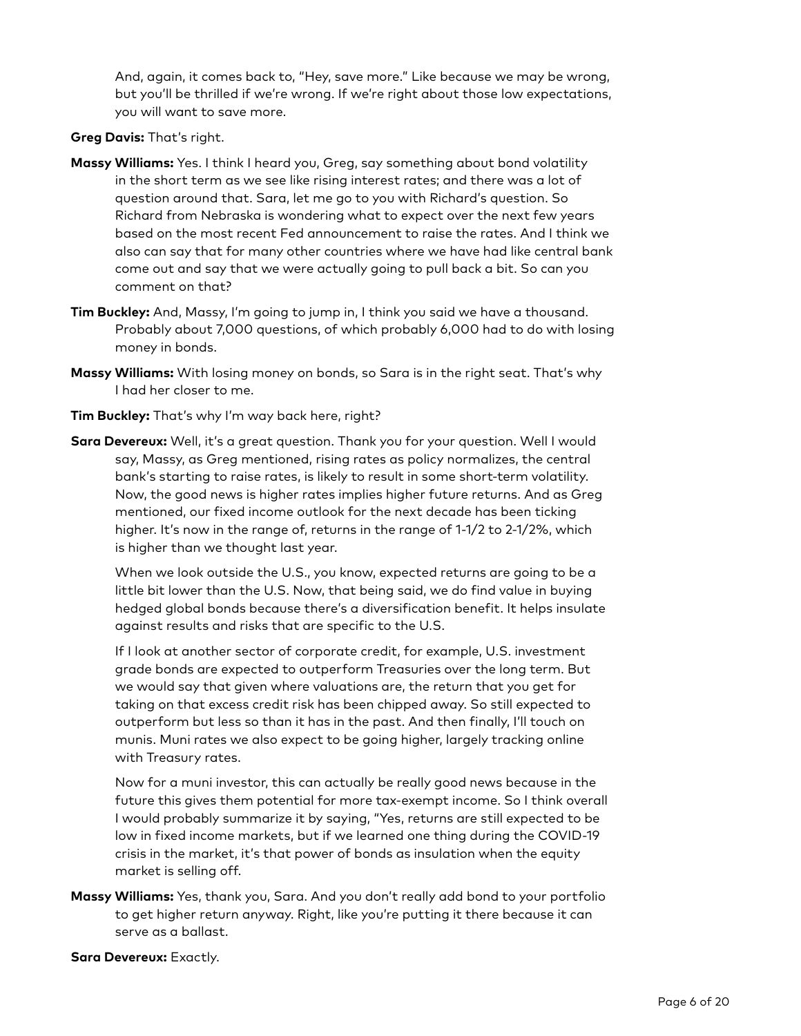And, again, it comes back to, "Hey, save more." Like because we may be wrong, but you'll be thrilled if we're wrong. If we're right about those low expectations, you will want to save more.

**Greg Davis:** That's right.

**Massy Williams:** Yes. I think I heard you, Greg, say something about bond volatility in the short term as we see like rising interest rates; and there was a lot of question around that. Sara, let me go to you with Richard's question. So Richard from Nebraska is wondering what to expect over the next few years based on the most recent Fed announcement to raise the rates. And I think we also can say that for many other countries where we have had like central bank come out and say that we were actually going to pull back a bit. So can you comment on that?

**Tim Buckley:** And, Massy, I'm going to jump in, I think you said we have a thousand. Probably about 7,000 questions, of which probably 6,000 had to do with losing money in bonds.

**Massy Williams:** With losing money on bonds, so Sara is in the right seat. That's why I had her closer to me.

**Tim Buckley:** That's why I'm way back here, right?

**Sara Devereux:** Well, it's a great question. Thank you for your question. Well I would say, Massy, as Greg mentioned, rising rates as policy normalizes, the central bank's starting to raise rates, is likely to result in some short-term volatility. Now, the good news is higher rates implies higher future returns. And as Greg mentioned, our fixed income outlook for the next decade has been ticking higher. It's now in the range of, returns in the range of 1-1/2 to 2-1/2%, which is higher than we thought last year.

When we look outside the U.S., you know, expected returns are going to be a little bit lower than the U.S. Now, that being said, we do find value in buying hedged global bonds because there's a diversification benefit. It helps insulate against results and risks that are specific to the U.S.

If I look at another sector of corporate credit, for example, U.S. investment grade bonds are expected to outperform Treasuries over the long term. But we would say that given where valuations are, the return that you get for taking on that excess credit risk has been chipped away. So still expected to outperform but less so than it has in the past. And then finally, I'll touch on munis. Muni rates we also expect to be going higher, largely tracking online with Treasury rates.

Now for a muni investor, this can actually be really good news because in the future this gives them potential for more tax-exempt income. So I think overall I would probably summarize it by saying, "Yes, returns are still expected to be low in fixed income markets, but if we learned one thing during the COVID-19 crisis in the market, it's that power of bonds as insulation when the equity market is selling off.

**Massy Williams:** Yes, thank you, Sara. And you don't really add bond to your portfolio to get higher return anyway. Right, like you're putting it there because it can serve as a ballast.

**Sara Devereux:** Exactly.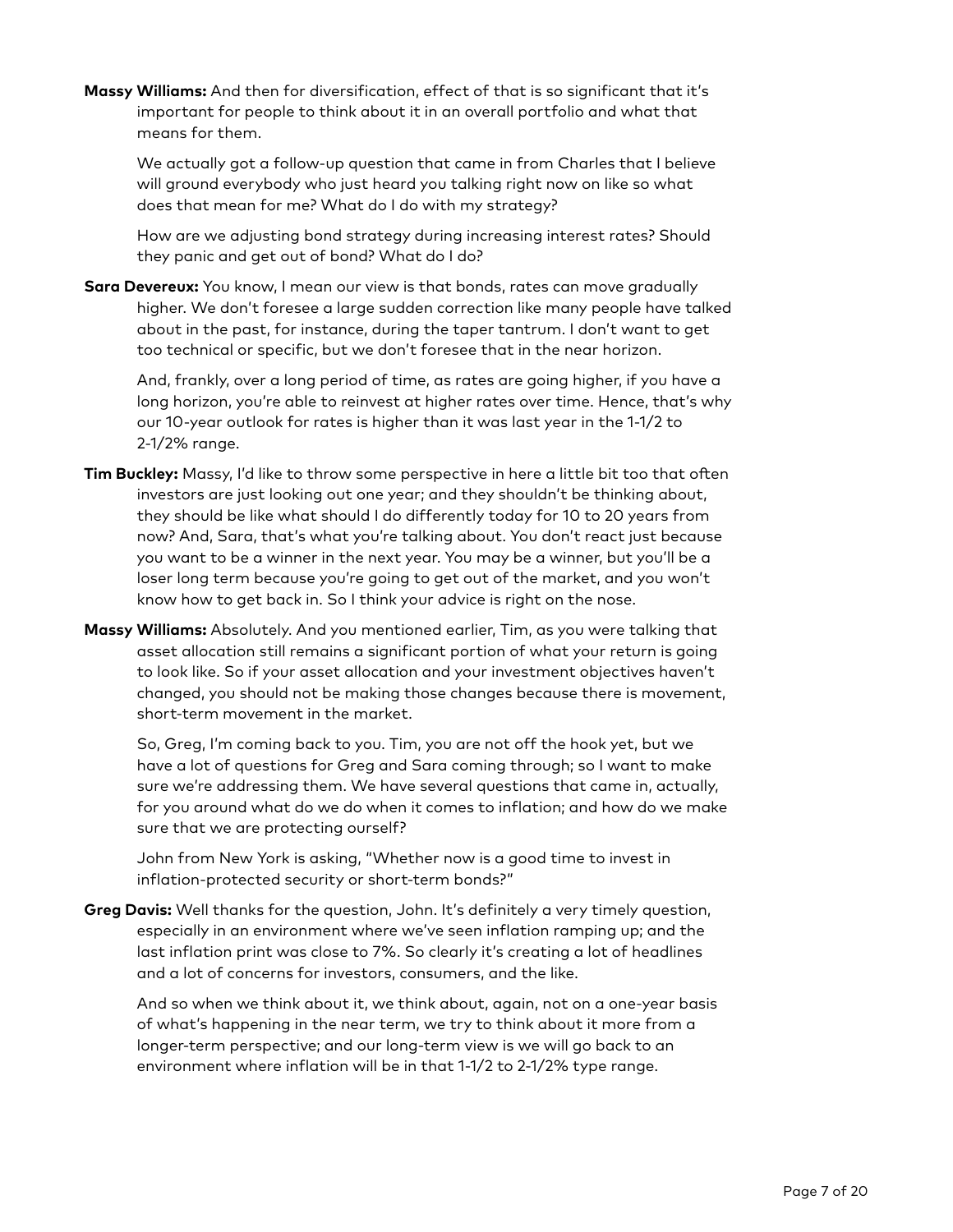**Massy Williams:** And then for diversification, effect of that is so significant that it's important for people to think about it in an overall portfolio and what that means for them.

We actually got a follow-up question that came in from Charles that I believe will ground everybody who just heard you talking right now on like so what does that mean for me? What do I do with my strategy?

How are we adjusting bond strategy during increasing interest rates? Should they panic and get out of bond? What do I do?

**Sara Devereux:** You know, I mean our view is that bonds, rates can move gradually higher. We don't foresee a large sudden correction like many people have talked about in the past, for instance, during the taper tantrum. I don't want to get too technical or specific, but we don't foresee that in the near horizon.

And, frankly, over a long period of time, as rates are going higher, if you have a long horizon, you're able to reinvest at higher rates over time. Hence, that's why our 10-year outlook for rates is higher than it was last year in the 1-1/2 to 2-1/2% range.

**Tim Buckley:** Massy, I'd like to throw some perspective in here a little bit too that often investors are just looking out one year; and they shouldn't be thinking about, they should be like what should I do differently today for 10 to 20 years from now? And, Sara, that's what you're talking about. You don't react just because you want to be a winner in the next year. You may be a winner, but you'll be a loser long term because you're going to get out of the market, and you won't know how to get back in. So I think your advice is right on the nose.

**Massy Williams:** Absolutely. And you mentioned earlier, Tim, as you were talking that asset allocation still remains a significant portion of what your return is going to look like. So if your asset allocation and your investment objectives haven't changed, you should not be making those changes because there is movement, short-term movement in the market.

So, Greg, I'm coming back to you. Tim, you are not off the hook yet, but we have a lot of questions for Greg and Sara coming through; so I want to make sure we're addressing them. We have several questions that came in, actually, for you around what do we do when it comes to inflation; and how do we make sure that we are protecting ourself?

John from New York is asking, "Whether now is a good time to invest in inflation-protected security or short-term bonds?"

**Greg Davis:** Well thanks for the question, John. It's definitely a very timely question, especially in an environment where we've seen inflation ramping up; and the last inflation print was close to 7%. So clearly it's creating a lot of headlines and a lot of concerns for investors, consumers, and the like.

And so when we think about it, we think about, again, not on a one-year basis of what's happening in the near term, we try to think about it more from a longer-term perspective; and our long-term view is we will go back to an environment where inflation will be in that 1-1/2 to 2-1/2% type range.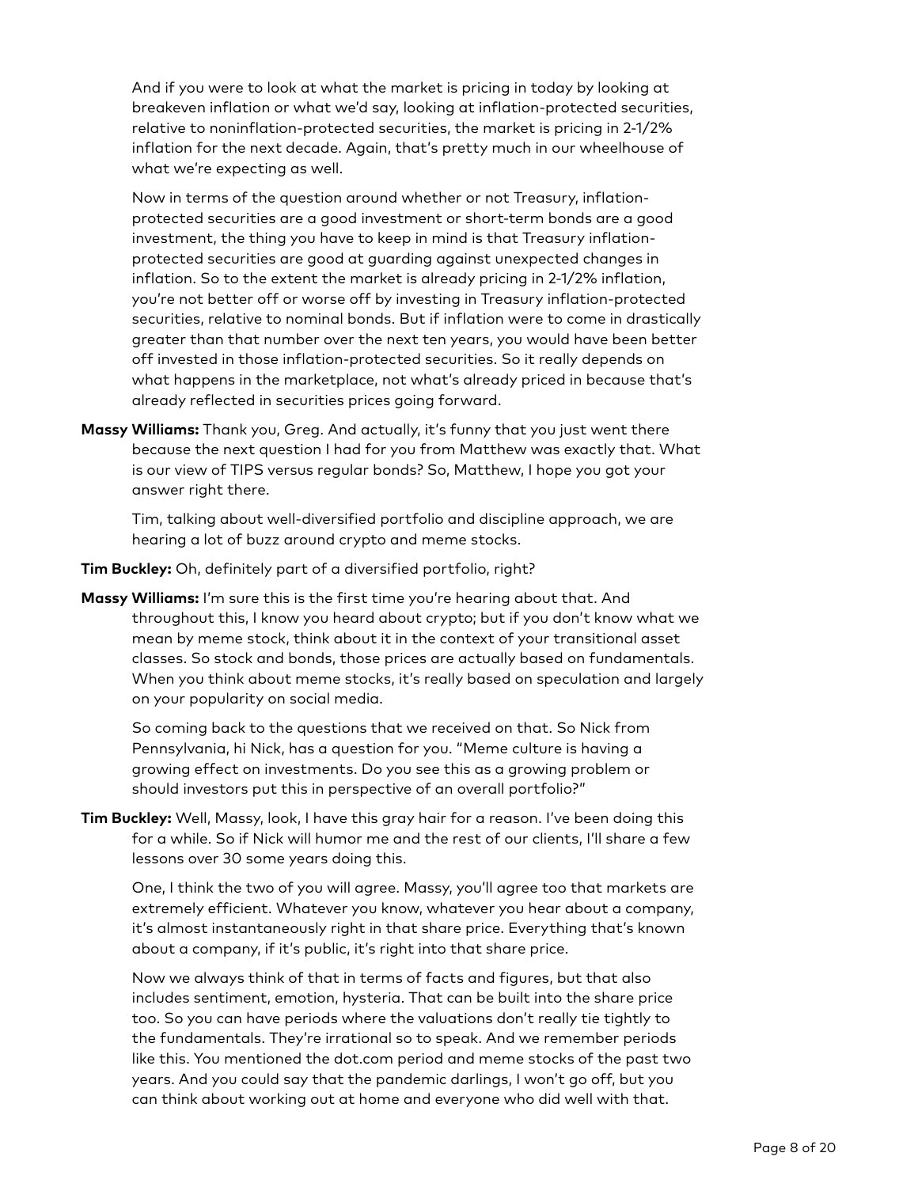And if you were to look at what the market is pricing in today by looking at breakeven inflation or what we'd say, looking at inflation-protected securities, relative to noninflation-protected securities, the market is pricing in 2-1/2% inflation for the next decade. Again, that's pretty much in our wheelhouse of what we're expecting as well.

Now in terms of the question around whether or not Treasury, inflation-protected securities are a good investment or short-term bonds are a good investment, the thing you have to keep in mind is that Treasury inflation-protected securities are good at guarding against unexpected changes in inflation. So to the extent the market is already pricing in 2-1/2% inflation, you're not better off or worse off by investing in Treasury inflation-protected securities, relative to nominal bonds. But if inflation were to come in drastically greater than that number over the next ten years, you would have been better off invested in those inflation-protected securities. So it really depends on what happens in the marketplace, not what's already priced in because that's already reflected in securities prices going forward.

**Massy Williams:** Thank you, Greg. And actually, it's funny that you just went there because the next question I had for you from Matthew was exactly that. What is our view of TIPS versus regular bonds? So, Matthew, I hope you got your answer right there.

Tim, talking about well-diversified portfolio and discipline approach, we are hearing a lot of buzz around crypto and meme stocks.

**Tim Buckley:** Oh, definitely part of a diversified portfolio, right?

**Massy Williams:** I'm sure this is the first time you're hearing about that. And throughout this, I know you heard about crypto; but if you don't know what we mean by meme stock, think about it in the context of your transitional asset classes. So stock and bonds, those prices are actually based on fundamentals. When you think about meme stocks, it's really based on speculation and largely on your popularity on social media.

So coming back to the questions that we received on that. So Nick from Pennsylvania, hi Nick, has a question for you. "Meme culture is having a growing effect on investments. Do you see this as a growing problem or should investors put this in perspective of an overall portfolio?"

**Tim Buckley:** Well, Massy, look, I have this gray hair for a reason. I've been doing this for a while. So if Nick will humor me and the rest of our clients, I'll share a few lessons over 30 some years doing this.

One, I think the two of you will agree. Massy, you'll agree too that markets are extremely efficient. Whatever you know, whatever you hear about a company, it's almost instantaneously right in that share price. Everything that's known about a company, if it's public, it's right into that share price.

Now we always think of that in terms of facts and figures, but that also includes sentiment, emotion, hysteria. That can be built into the share price too. So you can have periods where the valuations don't really tie tightly to the fundamentals. They're irrational so to speak. And we remember periods like this. You mentioned the dot.com period and meme stocks of the past two years. And you could say that the pandemic darlings, I won't go off, but you can think about working out at home and everyone who did well with that.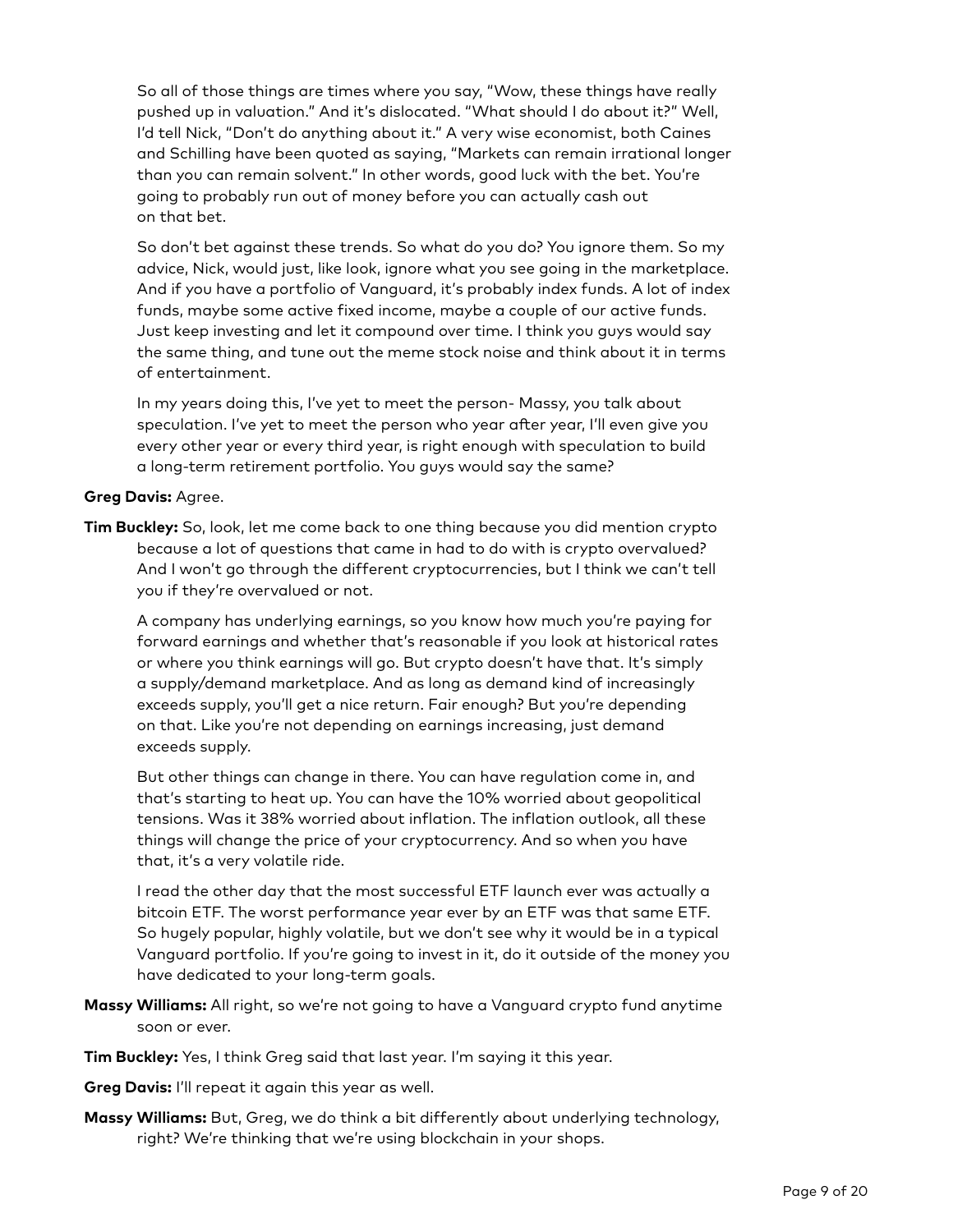So all of those things are times where you say, "Wow, these things have really pushed up in valuation." And it's dislocated. "What should I do about it?" Well, I'd tell Nick, "Don't do anything about it." A very wise economist, both Caines and Schilling have been quoted as saying, "Markets can remain irrational longer than you can remain solvent." In other words, good luck with the bet. You're going to probably run out of money before you can actually cash out on that bet.

So don't bet against these trends. So what do you do? You ignore them. So my advice, Nick, would just, like look, ignore what you see going in the marketplace. And if you have a portfolio of Vanguard, it's probably index funds. A lot of index funds, maybe some active fixed income, maybe a couple of our active funds. Just keep investing and let it compound over time. I think you guys would say the same thing, and tune out the meme stock noise and think about it in terms of entertainment.

In my years doing this, I've yet to meet the person- Massy, you talk about speculation. I've yet to meet the person who year after year, I'll even give you every other year or every third year, is right enough with speculation to build a long-term retirement portfolio. You guys would say the same?

**Greg Davis:** Agree.

**Tim Buckley:** So, look, let me come back to one thing because you did mention crypto because a lot of questions that came in had to do with is crypto overvalued? And I won't go through the different cryptocurrencies, but I think we can't tell you if they're overvalued or not.

A company has underlying earnings, so you know how much you're paying for forward earnings and whether that's reasonable if you look at historical rates or where you think earnings will go. But crypto doesn't have that. It's simply a supply/demand marketplace. And as long as demand kind of increasingly exceeds supply, you'll get a nice return. Fair enough? But you're depending on that. Like you're not depending on earnings increasing, just demand exceeds supply.

But other things can change in there. You can have regulation come in, and that's starting to heat up. You can have the 10% worried about geopolitical tensions. Was it 38% worried about inflation. The inflation outlook, all these things will change the price of your cryptocurrency. And so when you have that, it's a very volatile ride.

I read the other day that the most successful ETF launch ever was actually a bitcoin ETF. The worst performance year ever by an ETF was that same ETF. So hugely popular, highly volatile, but we don't see why it would be in a typical Vanguard portfolio. If you're going to invest in it, do it outside of the money you have dedicated to your long-term goals.

**Massy Williams:** All right, so we're not going to have a Vanguard crypto fund anytime soon or ever.

**Tim Buckley:** Yes, I think Greg said that last year. I'm saying it this year.

**Greg Davis:** I'll repeat it again this year as well.

**Massy Williams:** But, Greg, we do think a bit differently about underlying technology, right? We're thinking that we're using blockchain in your shops.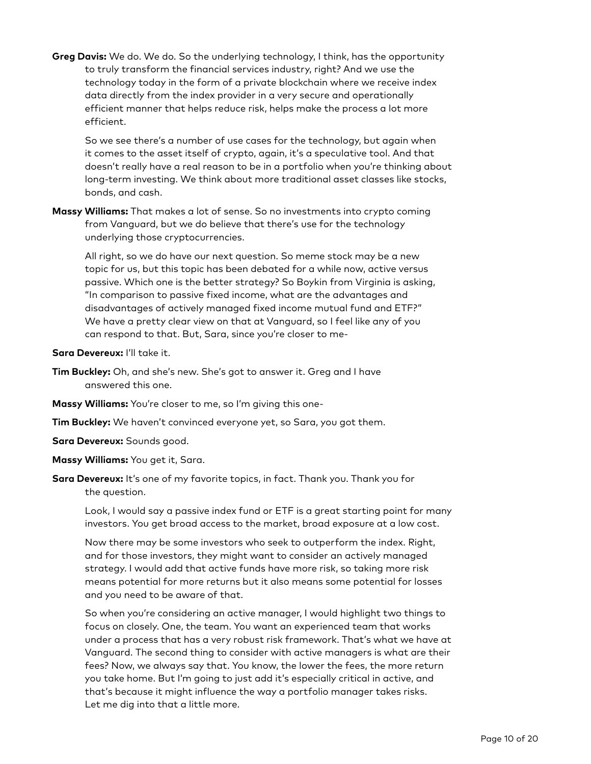**Greg Davis:** We do. We do. So the underlying technology, I think, has the opportunity to truly transform the financial services industry, right? And we use the technology today in the form of a private blockchain where we receive index data directly from the index provider in a very secure and operationally efficient manner that helps reduce risk, helps make the process a lot more efficient.

So we see there's a number of use cases for the technology, but again when it comes to the asset itself of crypto, again, it's a speculative tool. And that doesn't really have a real reason to be in a portfolio when you're thinking about long-term investing. We think about more traditional asset classes like stocks, bonds, and cash.

**Massy Williams:** That makes a lot of sense. So no investments into crypto coming from Vanguard, but we do believe that there's use for the technology underlying those cryptocurrencies.

All right, so we do have our next question. So meme stock may be a new topic for us, but this topic has been debated for a while now, active versus passive. Which one is the better strategy? So Boykin from Virginia is asking, "In comparison to passive fixed income, what are the advantages and disadvantages of actively managed fixed income mutual fund and ETF?" We have a pretty clear view on that at Vanguard, so I feel like any of you can respond to that. But, Sara, since you're closer to me-

**Sara Devereux:** I'll take it.

**Tim Buckley:** Oh, and she's new. She's got to answer it. Greg and I have answered this one.

**Massy Williams:** You're closer to me, so I'm giving this one-

**Tim Buckley:** We haven't convinced everyone yet, so Sara, you got them.

**Sara Devereux:** Sounds good.

**Massy Williams:** You get it, Sara.

**Sara Devereux:** It's one of my favorite topics, in fact. Thank you. Thank you for the question.

Look, I would say a passive index fund or ETF is a great starting point for many investors. You get broad access to the market, broad exposure at a low cost.

Now there may be some investors who seek to outperform the index. Right, and for those investors, they might want to consider an actively managed strategy. I would add that active funds have more risk, so taking more risk means potential for more returns but it also means some potential for losses and you need to be aware of that.

So when you're considering an active manager, I would highlight two things to focus on closely. One, the team. You want an experienced team that works under a process that has a very robust risk framework. That's what we have at Vanguard. The second thing to consider with active managers is what are their fees? Now, we always say that. You know, the lower the fees, the more return you take home. But I'm going to just add it's especially critical in active, and that's because it might influence the way a portfolio manager takes risks. Let me dig into that a little more.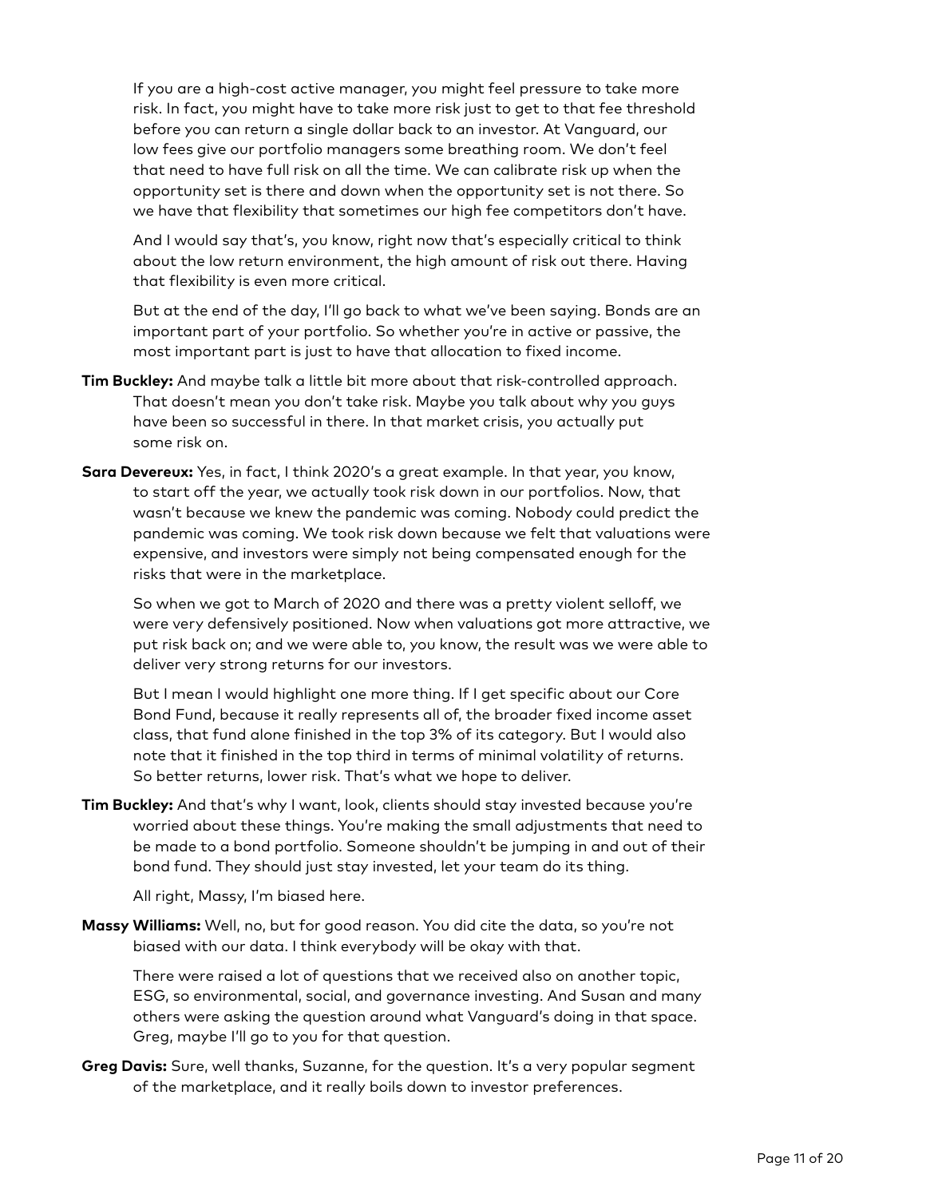If you are a high-cost active manager, you might feel pressure to take more risk. In fact, you might have to take more risk just to get to that fee threshold before you can return a single dollar back to an investor. At Vanguard, our low fees give our portfolio managers some breathing room. We don't feel that need to have full risk on all the time. We can calibrate risk up when the opportunity set is there and down when the opportunity set is not there. So we have that flexibility that sometimes our high fee competitors don't have.

And I would say that's, you know, right now that's especially critical to think about the low return environment, the high amount of risk out there. Having that flexibility is even more critical.

But at the end of the day, I'll go back to what we've been saying. Bonds are an important part of your portfolio. So whether you're in active or passive, the most important part is just to have that allocation to fixed income.

**Tim Buckley:** And maybe talk a little bit more about that risk-controlled approach. That doesn't mean you don't take risk. Maybe you talk about why you guys have been so successful in there. In that market crisis, you actually put some risk on.

**Sara Devereux:** Yes, in fact, I think 2020's a great example. In that year, you know, to start off the year, we actually took risk down in our portfolios. Now, that wasn't because we knew the pandemic was coming. Nobody could predict the pandemic was coming. We took risk down because we felt that valuations were expensive, and investors were simply not being compensated enough for the risks that were in the marketplace.

So when we got to March of 2020 and there was a pretty violent selloff, we were very defensively positioned. Now when valuations got more attractive, we put risk back on; and we were able to, you know, the result was we were able to deliver very strong returns for our investors.

But I mean I would highlight one more thing. If I get specific about our Core Bond Fund, because it really represents all of, the broader fixed income asset class, that fund alone finished in the top 3% of its category. But I would also note that it finished in the top third in terms of minimal volatility of returns. So better returns, lower risk. That's what we hope to deliver.

**Tim Buckley:** And that's why I want, look, clients should stay invested because you're worried about these things. You're making the small adjustments that need to be made to a bond portfolio. Someone shouldn't be jumping in and out of their bond fund. They should just stay invested, let your team do its thing.

All right, Massy, I'm biased here.

**Massy Williams:** Well, no, but for good reason. You did cite the data, so you're not biased with our data. I think everybody will be okay with that.

There were raised a lot of questions that we received also on another topic, ESG, so environmental, social, and governance investing. And Susan and many others were asking the question around what Vanguard's doing in that space. Greg, maybe I'll go to you for that question.

**Greg Davis:** Sure, well thanks, Suzanne, for the question. It's a very popular segment of the marketplace, and it really boils down to investor preferences.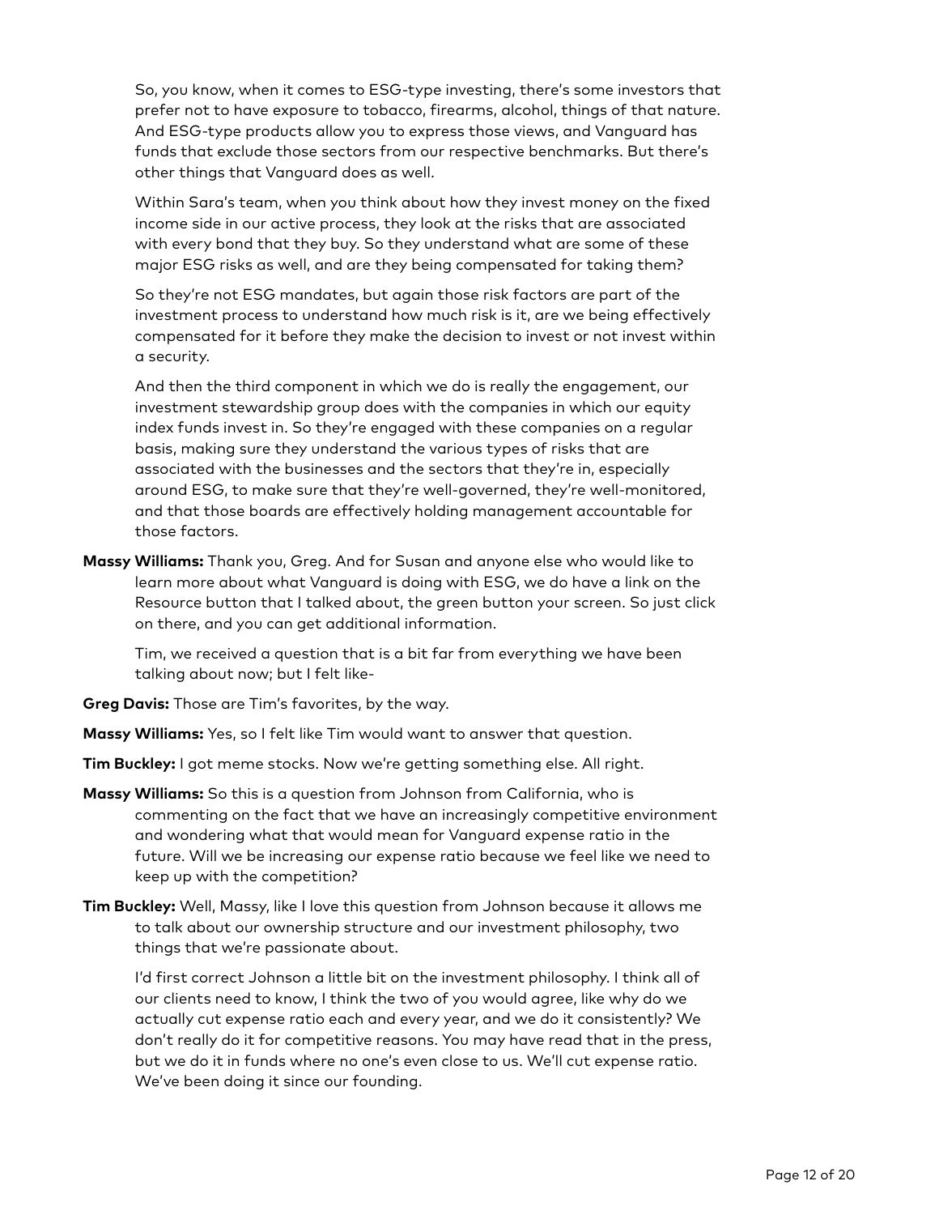So, you know, when it comes to ESG-type investing, there's some investors that prefer not to have exposure to tobacco, firearms, alcohol, things of that nature. And ESG-type products allow you to express those views, and Vanguard has funds that exclude those sectors from our respective benchmarks. But there's other things that Vanguard does as well.

Within Sara's team, when you think about how they invest money on the fixed income side in our active process, they look at the risks that are associated with every bond that they buy. So they understand what are some of these major ESG risks as well, and are they being compensated for taking them?

So they're not ESG mandates, but again those risk factors are part of the investment process to understand how much risk is it, are we being effectively compensated for it before they make the decision to invest or not invest within a security.

And then the third component in which we do is really the engagement, our investment stewardship group does with the companies in which our equity index funds invest in. So they're engaged with these companies on a regular basis, making sure they understand the various types of risks that are associated with the businesses and the sectors that they're in, especially around ESG, to make sure that they're well-governed, they're well-monitored, and that those boards are effectively holding management accountable for those factors.

**Massy Williams:** Thank you, Greg. And for Susan and anyone else who would like to learn more about what Vanguard is doing with ESG, we do have a link on the Resource button that I talked about, the green button your screen. So just click on there, and you can get additional information.

Tim, we received a question that is a bit far from everything we have been talking about now; but I felt like-

**Greg Davis:** Those are Tim's favorites, by the way.

**Massy Williams:** Yes, so I felt like Tim would want to answer that question.

**Tim Buckley:** I got meme stocks. Now we're getting something else. All right.

**Massy Williams:** So this is a question from Johnson from California, who is commenting on the fact that we have an increasingly competitive environment and wondering what that would mean for Vanguard expense ratio in the future. Will we be increasing our expense ratio because we feel like we need to keep up with the competition?

**Tim Buckley:** Well, Massy, like I love this question from Johnson because it allows me to talk about our ownership structure and our investment philosophy, two things that we're passionate about.

I'd first correct Johnson a little bit on the investment philosophy. I think all of our clients need to know, I think the two of you would agree, like why do we actually cut expense ratio each and every year, and we do it consistently? We don't really do it for competitive reasons. You may have read that in the press, but we do it in funds where no one's even close to us. We'll cut expense ratio. We've been doing it since our founding.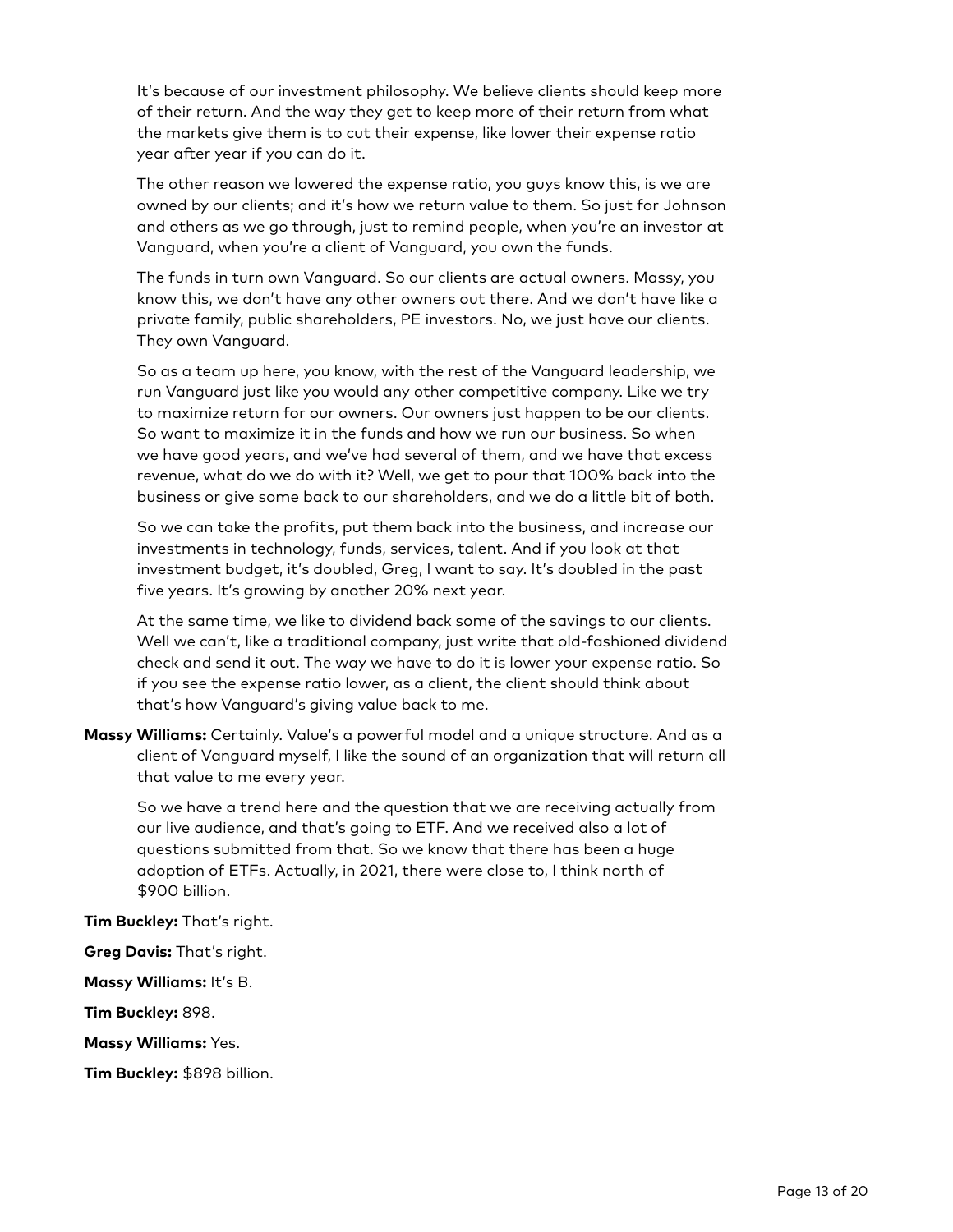It's because of our investment philosophy. We believe clients should keep more of their return. And the way they get to keep more of their return from what the markets give them is to cut their expense, like lower their expense ratio year after year if you can do it.

The other reason we lowered the expense ratio, you guys know this, is we are owned by our clients; and it's how we return value to them. So just for Johnson and others as we go through, just to remind people, when you're an investor at Vanguard, when you're a client of Vanguard, you own the funds.

The funds in turn own Vanguard. So our clients are actual owners. Massy, you know this, we don't have any other owners out there. And we don't have like a private family, public shareholders, PE investors. No, we just have our clients. They own Vanguard.

So as a team up here, you know, with the rest of the Vanguard leadership, we run Vanguard just like you would any other competitive company. Like we try to maximize return for our owners. Our owners just happen to be our clients. So want to maximize it in the funds and how we run our business. So when we have good years, and we've had several of them, and we have that excess revenue, what do we do with it? Well, we get to pour that 100% back into the business or give some back to our shareholders, and we do a little bit of both.

So we can take the profits, put them back into the business, and increase our investments in technology, funds, services, talent. And if you look at that investment budget, it's doubled, Greg, I want to say. It's doubled in the past five years. It's growing by another 20% next year.

At the same time, we like to dividend back some of the savings to our clients. Well we can't, like a traditional company, just write that old-fashioned dividend check and send it out. The way we have to do it is lower your expense ratio. So if you see the expense ratio lower, as a client, the client should think about that's how Vanguard's giving value back to me.

**Massy Williams:** Certainly. Value's a powerful model and a unique structure. And as a client of Vanguard myself, I like the sound of an organization that will return all that value to me every year.

So we have a trend here and the question that we are receiving actually from our live audience, and that's going to ETF. And we received also a lot of questions submitted from that. So we know that there has been a huge adoption of ETFs. Actually, in 2021, there were close to, I think north of $900 billion.

**Tim Buckley:** That's right.

**Greg Davis:** That's right.

**Massy Williams:** It's B.

**Tim Buckley:** 898.

**Massy Williams:** Yes.

**Tim Buckley:** $898 billion.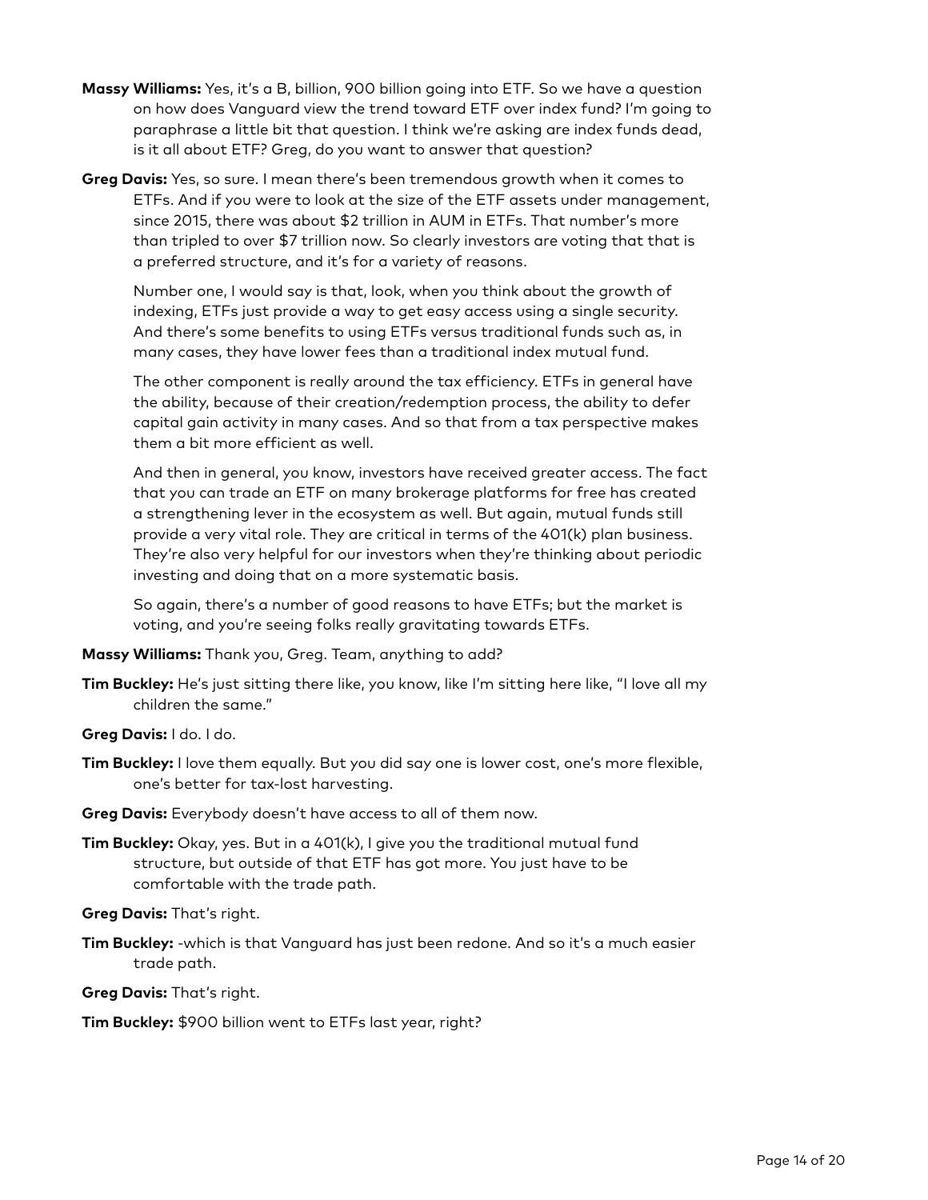**Massy Williams:** Yes, it's a B, billion, 900 billion going into ETF. So we have a question on how does Vanguard view the trend toward ETF over index fund? I'm going to paraphrase a little bit that question. I think we're asking are index funds dead, is it all about ETF? Greg, do you want to answer that question?

**Greg Davis:** Yes, so sure. I mean there's been tremendous growth when it comes to ETFs. And if you were to look at the size of the ETF assets under management, since 2015, there was about $2 trillion in AUM in ETFs. That number's more than tripled to over $7 trillion now. So clearly investors are voting that that is a preferred structure, and it's for a variety of reasons.

Number one, I would say is that, look, when you think about the growth of indexing, ETFs just provide a way to get easy access using a single security. And there's some benefits to using ETFs versus traditional funds such as, in many cases, they have lower fees than a traditional index mutual fund.

The other component is really around the tax efficiency. ETFs in general have the ability, because of their creation/redemption process, the ability to defer capital gain activity in many cases. And so that from a tax perspective makes them a bit more efficient as well.

And then in general, you know, investors have received greater access. The fact that you can trade an ETF on many brokerage platforms for free has created a strengthening lever in the ecosystem as well. But again, mutual funds still provide a very vital role. They are critical in terms of the 401(k) plan business. They're also very helpful for our investors when they're thinking about periodic investing and doing that on a more systematic basis.

So again, there's a number of good reasons to have ETFs; but the market is voting, and you're seeing folks really gravitating towards ETFs.

**Massy Williams:** Thank you, Greg. Team, anything to add?

**Tim Buckley:** He's just sitting there like, you know, like I'm sitting here like, "I love all my children the same."

**Greg Davis:** I do. I do.

**Tim Buckley:** I love them equally. But you did say one is lower cost, one's more flexible, one's better for tax-lost harvesting.

**Greg Davis:** Everybody doesn't have access to all of them now.

**Tim Buckley:** Okay, yes. But in a 401(k), I give you the traditional mutual fund structure, but outside of that ETF has got more. You just have to be comfortable with the trade path.

**Greg Davis:** That's right.

**Tim Buckley:** -which is that Vanguard has just been redone. And so it's a much easier trade path.

**Greg Davis:** That's right.

**Tim Buckley:** $900 billion went to ETFs last year, right?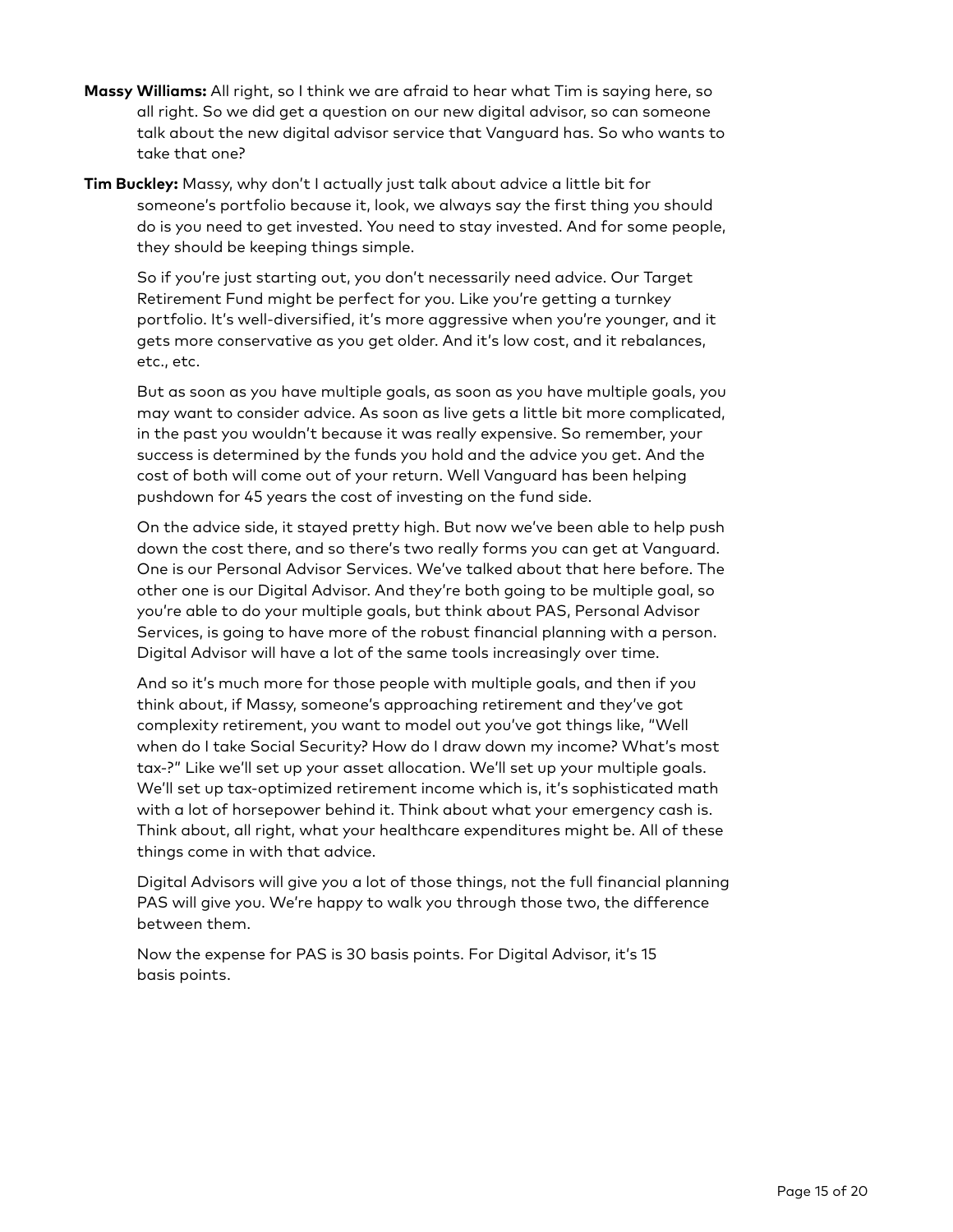**Massy Williams:** All right, so I think we are afraid to hear what Tim is saying here, so all right. So we did get a question on our new digital advisor, so can someone talk about the new digital advisor service that Vanguard has. So who wants to take that one?

**Tim Buckley:** Massy, why don't I actually just talk about advice a little bit for someone's portfolio because it, look, we always say the first thing you should do is you need to get invested. You need to stay invested. And for some people, they should be keeping things simple.

So if you're just starting out, you don't necessarily need advice. Our Target Retirement Fund might be perfect for you. Like you're getting a turnkey portfolio. It's well-diversified, it's more aggressive when you're younger, and it gets more conservative as you get older. And it's low cost, and it rebalances, etc., etc.

But as soon as you have multiple goals, as soon as you have multiple goals, you may want to consider advice. As soon as live gets a little bit more complicated, in the past you wouldn't because it was really expensive. So remember, your success is determined by the funds you hold and the advice you get. And the cost of both will come out of your return. Well Vanguard has been helping pushdown for 45 years the cost of investing on the fund side.

On the advice side, it stayed pretty high. But now we've been able to help push down the cost there, and so there's two really forms you can get at Vanguard. One is our Personal Advisor Services. We've talked about that here before. The other one is our Digital Advisor. And they're both going to be multiple goal, so you're able to do your multiple goals, but think about PAS, Personal Advisor Services, is going to have more of the robust financial planning with a person. Digital Advisor will have a lot of the same tools increasingly over time.

And so it's much more for those people with multiple goals, and then if you think about, if Massy, someone's approaching retirement and they've got complexity retirement, you want to model out you've got things like, "Well when do I take Social Security? How do I draw down my income? What's most tax-?" Like we'll set up your asset allocation. We'll set up your multiple goals. We'll set up tax-optimized retirement income which is, it's sophisticated math with a lot of horsepower behind it. Think about what your emergency cash is. Think about, all right, what your healthcare expenditures might be. All of these things come in with that advice.

Digital Advisors will give you a lot of those things, not the full financial planning PAS will give you. We're happy to walk you through those two, the difference between them.

Now the expense for PAS is 30 basis points. For Digital Advisor, it's 15 basis points.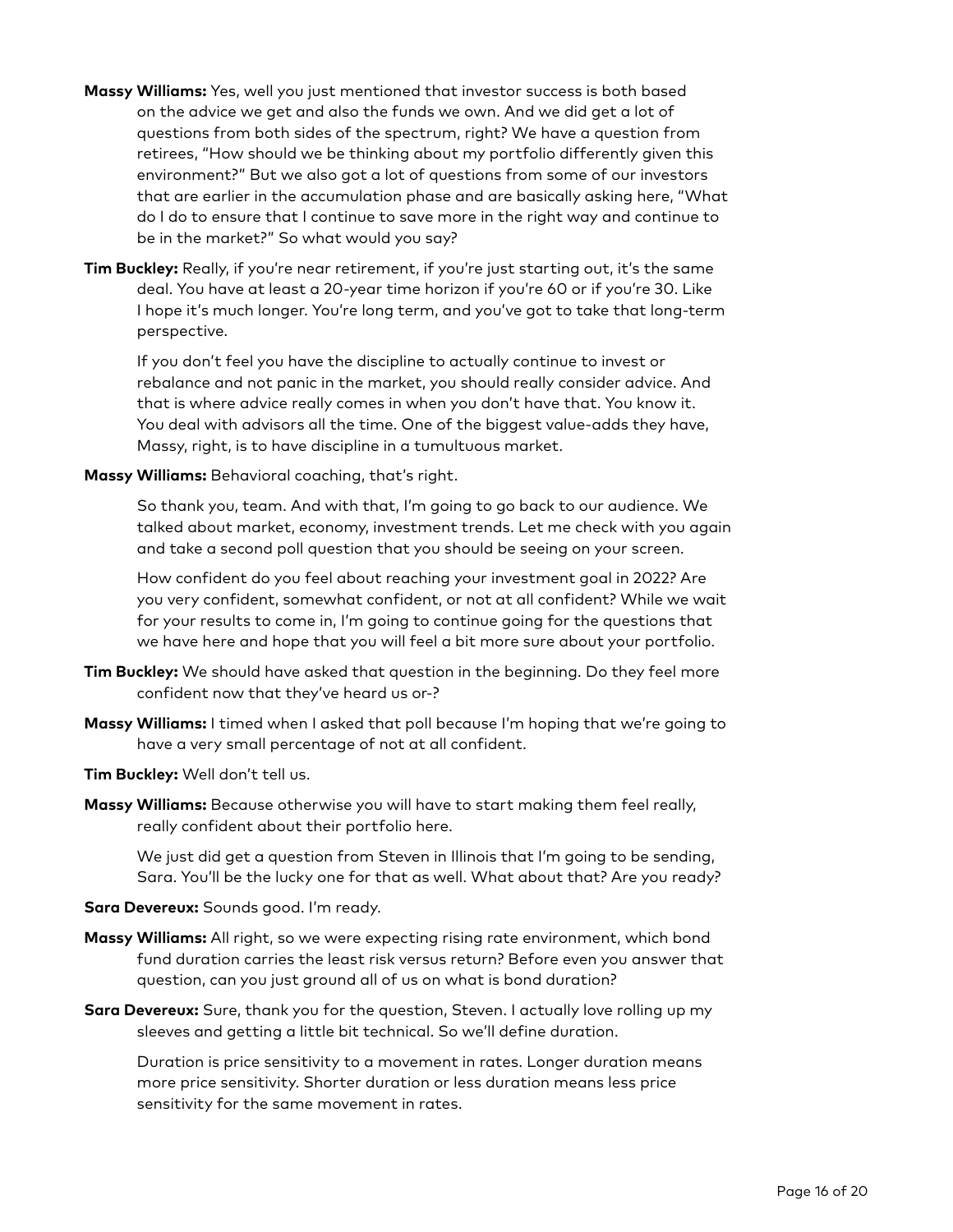**Massy Williams:** Yes, well you just mentioned that investor success is both based on the advice we get and also the funds we own. And we did get a lot of questions from both sides of the spectrum, right? We have a question from retirees, "How should we be thinking about my portfolio differently given this environment?" But we also got a lot of questions from some of our investors that are earlier in the accumulation phase and are basically asking here, "What do I do to ensure that I continue to save more in the right way and continue to be in the market?" So what would you say?

**Tim Buckley:** Really, if you're near retirement, if you're just starting out, it's the same deal. You have at least a 20-year time horizon if you're 60 or if you're 30. Like I hope it's much longer. You're long term, and you've got to take that long-term perspective.

If you don't feel you have the discipline to actually continue to invest or rebalance and not panic in the market, you should really consider advice. And that is where advice really comes in when you don't have that. You know it. You deal with advisors all the time. One of the biggest value-adds they have, Massy, right, is to have discipline in a tumultuous market.

**Massy Williams:** Behavioral coaching, that's right.

So thank you, team. And with that, I'm going to go back to our audience. We talked about market, economy, investment trends. Let me check with you again and take a second poll question that you should be seeing on your screen.

How confident do you feel about reaching your investment goal in 2022? Are you very confident, somewhat confident, or not at all confident? While we wait for your results to come in, I'm going to continue going for the questions that we have here and hope that you will feel a bit more sure about your portfolio.

**Tim Buckley:** We should have asked that question in the beginning. Do they feel more confident now that they've heard us or-?

**Massy Williams:** I timed when I asked that poll because I'm hoping that we're going to have a very small percentage of not at all confident.

**Tim Buckley:** Well don't tell us.

**Massy Williams:** Because otherwise you will have to start making them feel really, really confident about their portfolio here.

We just did get a question from Steven in Illinois that I'm going to be sending, Sara. You'll be the lucky one for that as well. What about that? Are you ready?

**Sara Devereux:** Sounds good. I'm ready.

**Massy Williams:** All right, so we were expecting rising rate environment, which bond fund duration carries the least risk versus return? Before even you answer that question, can you just ground all of us on what is bond duration?

**Sara Devereux:** Sure, thank you for the question, Steven. I actually love rolling up my sleeves and getting a little bit technical. So we'll define duration.

Duration is price sensitivity to a movement in rates. Longer duration means more price sensitivity. Shorter duration or less duration means less price sensitivity for the same movement in rates.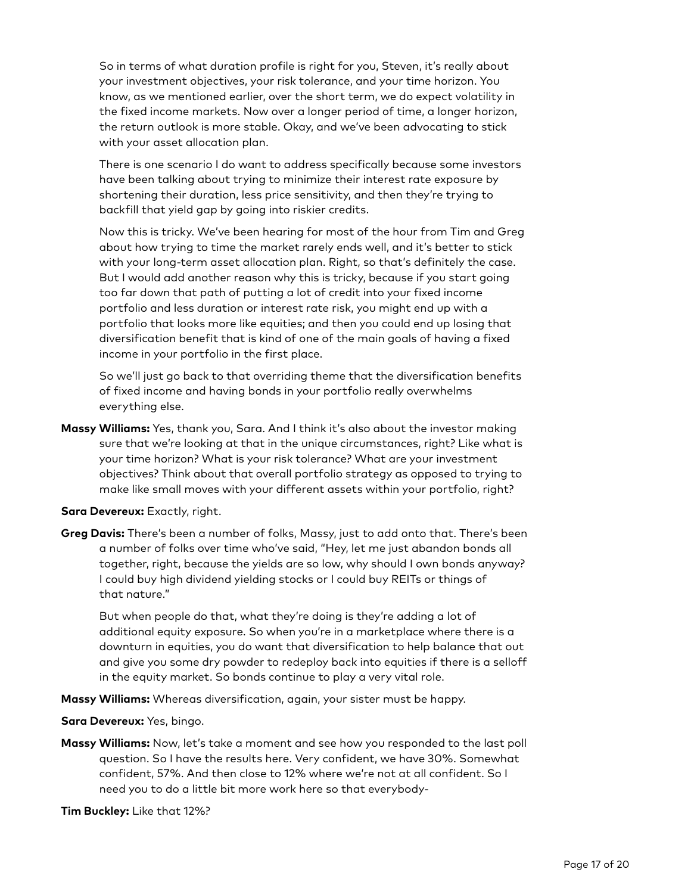So in terms of what duration profile is right for you, Steven, it's really about your investment objectives, your risk tolerance, and your time horizon. You know, as we mentioned earlier, over the short term, we do expect volatility in the fixed income markets. Now over a longer period of time, a longer horizon, the return outlook is more stable. Okay, and we've been advocating to stick with your asset allocation plan.

There is one scenario I do want to address specifically because some investors have been talking about trying to minimize their interest rate exposure by shortening their duration, less price sensitivity, and then they're trying to backfill that yield gap by going into riskier credits.

Now this is tricky. We've been hearing for most of the hour from Tim and Greg about how trying to time the market rarely ends well, and it's better to stick with your long-term asset allocation plan. Right, so that's definitely the case. But I would add another reason why this is tricky, because if you start going too far down that path of putting a lot of credit into your fixed income portfolio and less duration or interest rate risk, you might end up with a portfolio that looks more like equities; and then you could end up losing that diversification benefit that is kind of one of the main goals of having a fixed income in your portfolio in the first place.

So we'll just go back to that overriding theme that the diversification benefits of fixed income and having bonds in your portfolio really overwhelms everything else.

**Massy Williams:** Yes, thank you, Sara. And I think it's also about the investor making sure that we're looking at that in the unique circumstances, right? Like what is your time horizon? What is your risk tolerance? What are your investment objectives? Think about that overall portfolio strategy as opposed to trying to make like small moves with your different assets within your portfolio, right?

**Sara Devereux:** Exactly, right.

**Greg Davis:** There's been a number of folks, Massy, just to add onto that. There's been a number of folks over time who've said, "Hey, let me just abandon bonds all together, right, because the yields are so low, why should I own bonds anyway? I could buy high dividend yielding stocks or I could buy REITs or things of that nature."

But when people do that, what they're doing is they're adding a lot of additional equity exposure. So when you're in a marketplace where there is a downturn in equities, you do want that diversification to help balance that out and give you some dry powder to redeploy back into equities if there is a selloff in the equity market. So bonds continue to play a very vital role.

**Massy Williams:** Whereas diversification, again, your sister must be happy.

**Sara Devereux:** Yes, bingo.

**Massy Williams:** Now, let's take a moment and see how you responded to the last poll question. So I have the results here. Very confident, we have 30%. Somewhat confident, 57%. And then close to 12% where we're not at all confident. So I need you to do a little bit more work here so that everybody-

**Tim Buckley:** Like that 12%?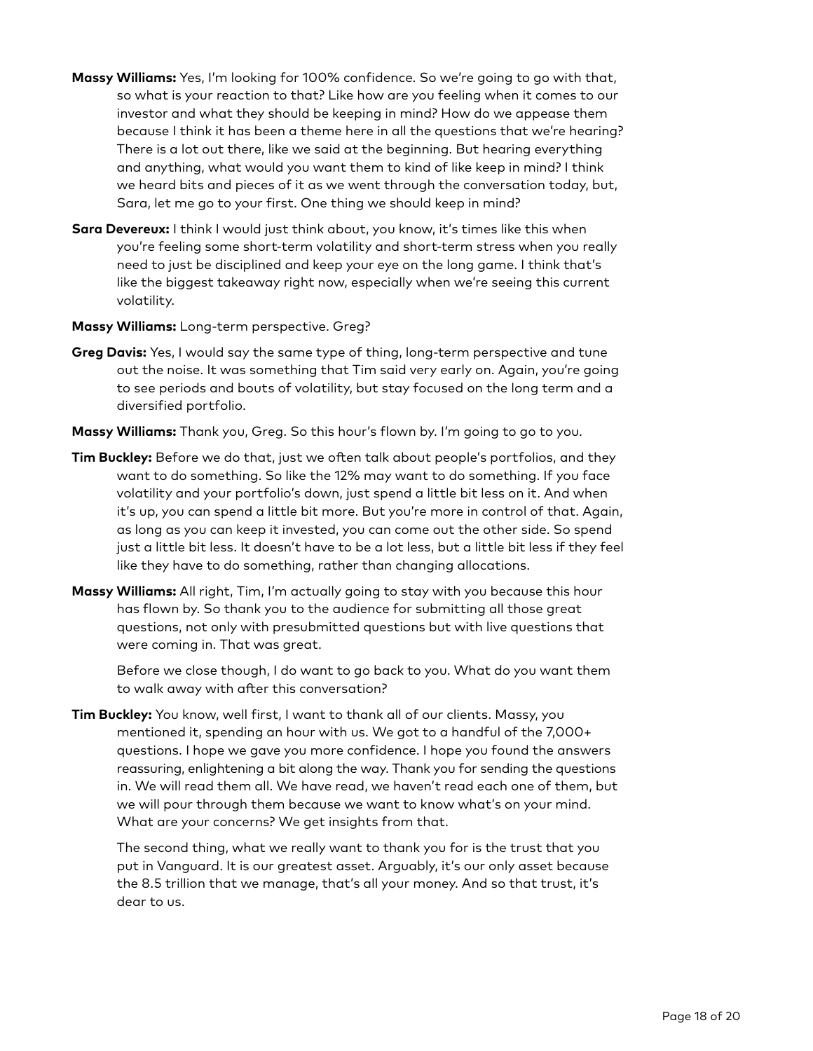**Massy Williams:** Yes, I'm looking for 100% confidence. So we're going to go with that, so what is your reaction to that? Like how are you feeling when it comes to our investor and what they should be keeping in mind? How do we appease them because I think it has been a theme here in all the questions that we're hearing? There is a lot out there, like we said at the beginning. But hearing everything and anything, what would you want them to kind of like keep in mind? I think we heard bits and pieces of it as we went through the conversation today, but, Sara, let me go to your first. One thing we should keep in mind?

**Sara Devereux:** I think I would just think about, you know, it's times like this when you're feeling some short-term volatility and short-term stress when you really need to just be disciplined and keep your eye on the long game. I think that's like the biggest takeaway right now, especially when we're seeing this current volatility.

**Massy Williams:** Long-term perspective. Greg?

**Greg Davis:** Yes, I would say the same type of thing, long-term perspective and tune out the noise. It was something that Tim said very early on. Again, you're going to see periods and bouts of volatility, but stay focused on the long term and a diversified portfolio.

**Massy Williams:** Thank you, Greg. So this hour's flown by. I'm going to go to you.

**Tim Buckley:** Before we do that, just we often talk about people's portfolios, and they want to do something. So like the 12% may want to do something. If you face volatility and your portfolio's down, just spend a little bit less on it. And when it's up, you can spend a little bit more. But you're more in control of that. Again, as long as you can keep it invested, you can come out the other side. So spend just a little bit less. It doesn't have to be a lot less, but a little bit less if they feel like they have to do something, rather than changing allocations.

**Massy Williams:** All right, Tim, I'm actually going to stay with you because this hour has flown by. So thank you to the audience for submitting all those great questions, not only with presubmitted questions but with live questions that were coming in. That was great.

Before we close though, I do want to go back to you. What do you want them to walk away with after this conversation?

**Tim Buckley:** You know, well first, I want to thank all of our clients. Massy, you mentioned it, spending an hour with us. We got to a handful of the 7,000+ questions. I hope we gave you more confidence. I hope you found the answers reassuring, enlightening a bit along the way. Thank you for sending the questions in. We will read them all. We have read, we haven't read each one of them, but we will pour through them because we want to know what's on your mind. What are your concerns? We get insights from that.

The second thing, what we really want to thank you for is the trust that you put in Vanguard. It is our greatest asset. Arguably, it's our only asset because the 8.5 trillion that we manage, that's all your money. And so that trust, it's dear to us.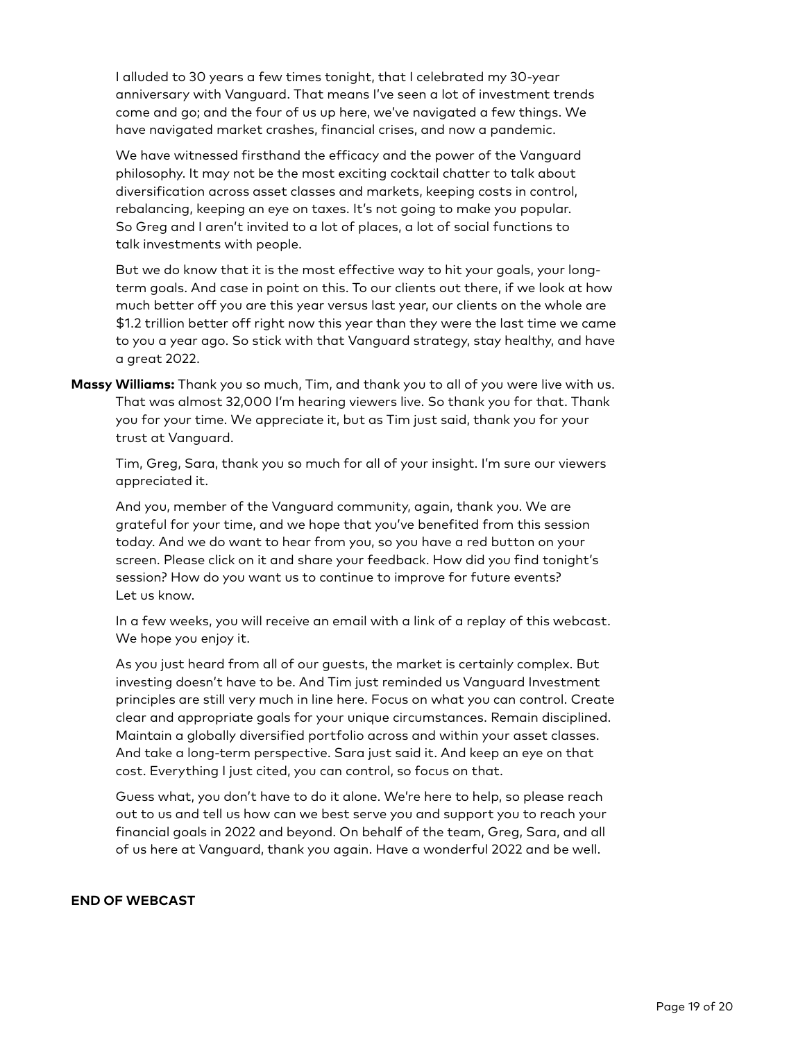I alluded to 30 years a few times tonight, that I celebrated my 30-year anniversary with Vanguard. That means I've seen a lot of investment trends come and go; and the four of us up here, we've navigated a few things. We have navigated market crashes, financial crises, and now a pandemic.

We have witnessed firsthand the efficacy and the power of the Vanguard philosophy. It may not be the most exciting cocktail chatter to talk about diversification across asset classes and markets, keeping costs in control, rebalancing, keeping an eye on taxes. It's not going to make you popular. So Greg and I aren't invited to a lot of places, a lot of social functions to talk investments with people.

But we do know that it is the most effective way to hit your goals, your long-term goals. And case in point on this. To our clients out there, if we look at how much better off you are this year versus last year, our clients on the whole are $1.2 trillion better off right now this year than they were the last time we came to you a year ago. So stick with that Vanguard strategy, stay healthy, and have a great 2022.

**Massy Williams:** Thank you so much, Tim, and thank you to all of you were live with us. That was almost 32,000 I'm hearing viewers live. So thank you for that. Thank you for your time. We appreciate it, but as Tim just said, thank you for your trust at Vanguard.

Tim, Greg, Sara, thank you so much for all of your insight. I'm sure our viewers appreciated it.

And you, member of the Vanguard community, again, thank you. We are grateful for your time, and we hope that you've benefited from this session today. And we do want to hear from you, so you have a red button on your screen. Please click on it and share your feedback. How did you find tonight's session? How do you want us to continue to improve for future events? Let us know.

In a few weeks, you will receive an email with a link of a replay of this webcast. We hope you enjoy it.

As you just heard from all of our guests, the market is certainly complex. But investing doesn't have to be. And Tim just reminded us Vanguard Investment principles are still very much in line here. Focus on what you can control. Create clear and appropriate goals for your unique circumstances. Remain disciplined. Maintain a globally diversified portfolio across and within your asset classes. And take a long-term perspective. Sara just said it. And keep an eye on that cost. Everything I just cited, you can control, so focus on that.

Guess what, you don't have to do it alone. We're here to help, so please reach out to us and tell us how can we best serve you and support you to reach your financial goals in 2022 and beyond. On behalf of the team, Greg, Sara, and all of us here at Vanguard, thank you again. Have a wonderful 2022 and be well.

**END OF WEBCAST**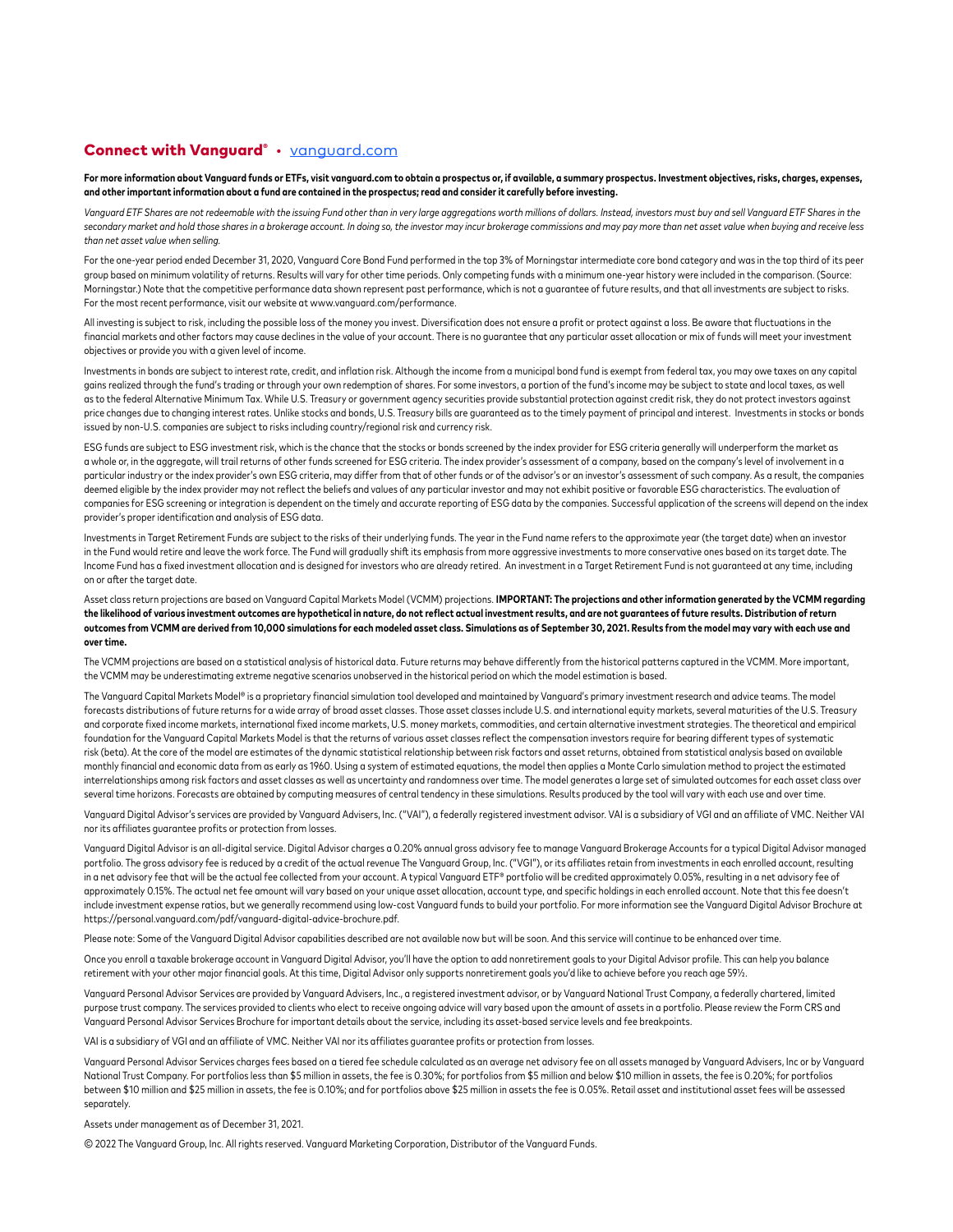## Connect with Vanguard® • vanguard.com

**For more information about Vanguard funds or ETFs, visit vanguard.com to obtain a prospectus or, if available, a summary prospectus. Investment objectives, risks, charges, expenses, and other important information about a fund are contained in the prospectus; read and consider it carefully before investing.**

*Vanguard ETF Shares are not redeemable with the issuing Fund other than in very large aggregations worth millions of dollars. Instead, investors must buy and sell Vanguard ETF Shares in the secondary market and hold those shares in a brokerage account. In doing so, the investor may incur brokerage commissions and may pay more than net asset value when buying and receive less than net asset value when selling.*

For the one-year period ended December 31, 2020, Vanguard Core Bond Fund performed in the top 3% of Morningstar intermediate core bond category and was in the top third of its peer group based on minimum volatility of returns. Results will vary for other time periods. Only competing funds with a minimum one-year history were included in the comparison. (Source: Morningstar.) Note that the competitive performance data shown represent past performance, which is not a guarantee of future results, and that all investments are subject to risks. For the most recent performance, visit our website at www.vanguard.com/performance.

All investing is subject to risk, including the possible loss of the money you invest. Diversification does not ensure a profit or protect against a loss. Be aware that fluctuations in the financial markets and other factors may cause declines in the value of your account. There is no guarantee that any particular asset allocation or mix of funds will meet your investment objectives or provide you with a given level of income.

Investments in bonds are subject to interest rate, credit, and inflation risk. Although the income from a municipal bond fund is exempt from federal tax, you may owe taxes on any capital gains realized through the fund's trading or through your own redemption of shares. For some investors, a portion of the fund's income may be subject to state and local taxes, as well as to the federal Alternative Minimum Tax. While U.S. Treasury or government agency securities provide substantial protection against credit risk, they do not protect investors against price changes due to changing interest rates. Unlike stocks and bonds, U.S. Treasury bills are guaranteed as to the timely payment of principal and interest. Investments in stocks or bonds issued by non-U.S. companies are subject to risks including country/regional risk and currency risk.

ESG funds are subject to ESG investment risk, which is the chance that the stocks or bonds screened by the index provider for ESG criteria generally will underperform the market as a whole or, in the aggregate, will trail returns of other funds screened for ESG criteria. The index provider's assessment of a company, based on the company's level of involvement in a particular industry or the index provider's own ESG criteria, may differ from that of other funds or of the advisor's or an investor's assessment of such company. As a result, the companies deemed eligible by the index provider may not reflect the beliefs and values of any particular investor and may not exhibit positive or favorable ESG characteristics. The evaluation of companies for ESG screening or integration is dependent on the timely and accurate reporting of ESG data by the companies. Successful application of the screens will depend on the index provider's proper identification and analysis of ESG data.

Investments in Target Retirement Funds are subject to the risks of their underlying funds. The year in the Fund name refers to the approximate year (the target date) when an investor in the Fund would retire and leave the work force. The Fund will gradually shift its emphasis from more aggressive investments to more conservative ones based on its target date. The Income Fund has a fixed investment allocation and is designed for investors who are already retired. An investment in a Target Retirement Fund is not guaranteed at any time, including on or after the target date.

Asset class return projections are based on Vanguard Capital Markets Model (VCMM) projections. **IMPORTANT: The projections and other information generated by the VCMM regarding the likelihood of various investment outcomes are hypothetical in nature, do not reflect actual investment results, and are not guarantees of future results. Distribution of return outcomes from VCMM are derived from 10,000 simulations for each modeled asset class. Simulations as of September 30, 2021. Results from the model may vary with each use and over time.**

The VCMM projections are based on a statistical analysis of historical data. Future returns may behave differently from the historical patterns captured in the VCMM. More important, the VCMM may be underestimating extreme negative scenarios unobserved in the historical period on which the model estimation is based.

The Vanguard Capital Markets Model® is a proprietary financial simulation tool developed and maintained by Vanguard's primary investment research and advice teams. The model forecasts distributions of future returns for a wide array of broad asset classes. Those asset classes include U.S. and international equity markets, several maturities of the U.S. Treasury and corporate fixed income markets, international fixed income markets, U.S. money markets, commodities, and certain alternative investment strategies. The theoretical and empirical foundation for the Vanguard Capital Markets Model is that the returns of various asset classes reflect the compensation investors require for bearing different types of systematic risk (beta). At the core of the model are estimates of the dynamic statistical relationship between risk factors and asset returns, obtained from statistical analysis based on available monthly financial and economic data from as early as 1960. Using a system of estimated equations, the model then applies a Monte Carlo simulation method to project the estimated interrelationships among risk factors and asset classes as well as uncertainty and randomness over time. The model generates a large set of simulated outcomes for each asset class over several time horizons. Forecasts are obtained by computing measures of central tendency in these simulations. Results produced by the tool will vary with each use and over time.

Vanguard Digital Advisor's services are provided by Vanguard Advisers, Inc. ("VAI"), a federally registered investment advisor. VAI is a subsidiary of VGI and an affiliate of VMC. Neither VAI nor its affiliates guarantee profits or protection from losses.

Vanguard Digital Advisor is an all-digital service. Digital Advisor charges a 0.20% annual gross advisory fee to manage Vanguard Brokerage Accounts for a typical Digital Advisor managed portfolio. The gross advisory fee is reduced by a credit of the actual revenue The Vanguard Group, Inc. ("VGI"), or its affiliates retain from investments in each enrolled account, resulting in a net advisory fee that will be the actual fee collected from your account. A typical Vanguard ETF® portfolio will be credited approximately 0.05%, resulting in a net advisory fee of approximately 0.15%. The actual net fee amount will vary based on your unique asset allocation, account type, and specific holdings in each enrolled account. Note that this fee doesn't include investment expense ratios, but we generally recommend using low-cost Vanguard funds to build your portfolio. For more information see the Vanguard Digital Advisor Brochure at https://personal.vanguard.com/pdf/vanguard-digital-advice-brochure.pdf.

Please note: Some of the Vanguard Digital Advisor capabilities described are not available now but will be soon. And this service will continue to be enhanced over time.

Once you enroll a taxable brokerage account in Vanguard Digital Advisor, you'll have the option to add nonretirement goals to your Digital Advisor profile. This can help you balance retirement with your other major financial goals. At this time, Digital Advisor only supports nonretirement goals you'd like to achieve before you reach age 59½.

Vanguard Personal Advisor Services are provided by Vanguard Advisers, Inc., a registered investment advisor, or by Vanguard National Trust Company, a federally chartered, limited purpose trust company. The services provided to clients who elect to receive ongoing advice will vary based upon the amount of assets in a portfolio. Please review the Form CRS and Vanguard Personal Advisor Services Brochure for important details about the service, including its asset-based service levels and fee breakpoints.

VAI is a subsidiary of VGI and an affiliate of VMC. Neither VAI nor its affiliates guarantee profits or protection from losses.

Vanguard Personal Advisor Services charges fees based on a tiered fee schedule calculated as an average net advisory fee on all assets managed by Vanguard Advisers, Inc or by Vanguard National Trust Company. For portfolios less than $5 million in assets, the fee is 0.30%; for portfolios from $5 million and below $10 million in assets, the fee is 0.20%; for portfolios between $10 million and $25 million in assets, the fee is 0.10%; and for portfolios above $25 million in assets the fee is 0.05%. Retail asset and institutional asset fees will be assessed separately.

Assets under management as of December 31, 2021.

© 2022 The Vanguard Group, Inc. All rights reserved. Vanguard Marketing Corporation, Distributor of the Vanguard Funds.